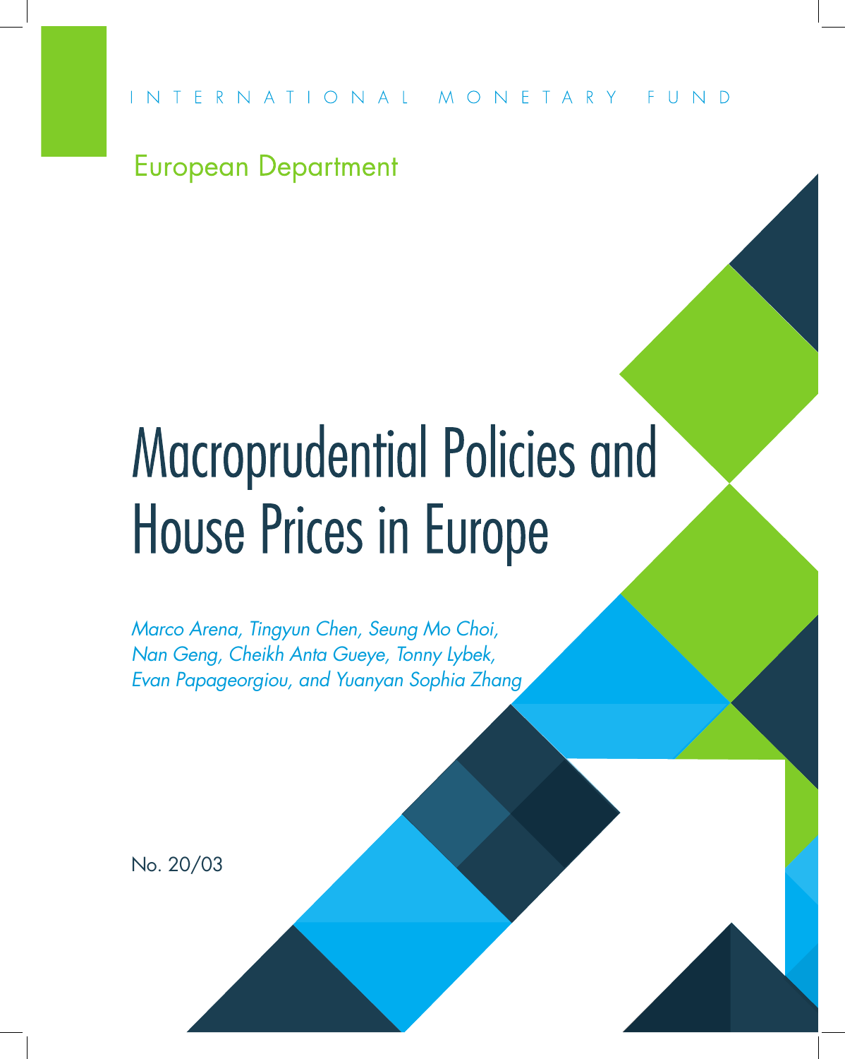INTERNATIONAL MONETARY FUND

European Department

# Macroprudential Policies and House Prices in Europe

*Marco Arena, Tingyun Chen, Seung Mo Choi, Nan Geng, Cheikh Anta Gueye, Tonny Lybek, Evan Papageorgiou, and Yuanyan Sophia Zhang*

No. 20/03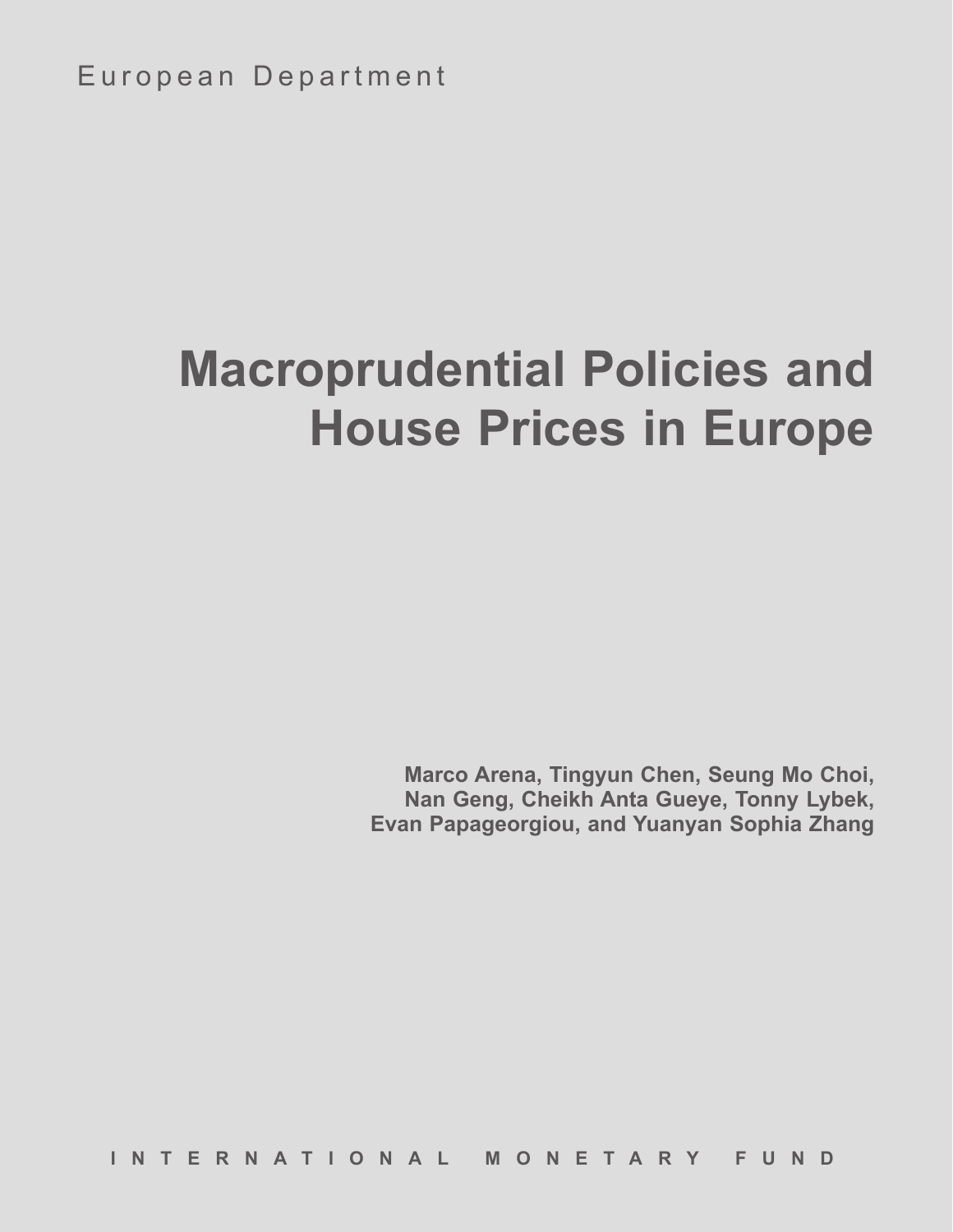European Department

# Macroprudential Policies and House Prices in Europe

**Marco Arena, Tingyun Chen, Seung Mo Choi, Nan Geng, Cheikh Anta Gueye, Tonny Lybek, Evan Papageorgiou, and Yuanyan Sophia Zhang**

INTERNATIONAL MONETARY FUND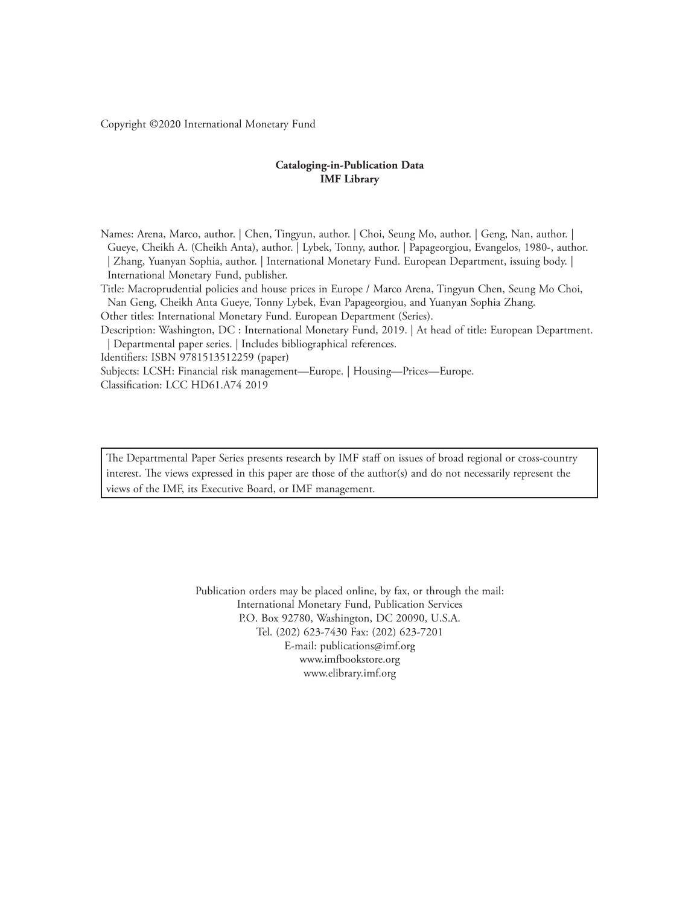Copyright ©2020 International Monetary Fund

**Cataloging-in-Publication Data**
**IMF Library**

Names: Arena, Marco, author. | Chen, Tingyun, author. | Choi, Seung Mo, author. | Geng, Nan, author. | Gueye, Cheikh A. (Cheikh Anta), author. | Lybek, Tonny, author. | Papageorgiou, Evangelos, 1980-, author. | Zhang, Yuanyan Sophia, author. | International Monetary Fund. European Department, issuing body. | International Monetary Fund, publisher.
Title: Macroprudential policies and house prices in Europe / Marco Arena, Tingyun Chen, Seung Mo Choi, Nan Geng, Cheikh Anta Gueye, Tonny Lybek, Evan Papageorgiou, and Yuanyan Sophia Zhang.
Other titles: International Monetary Fund. European Department (Series).
Description: Washington, DC : International Monetary Fund, 2019. | At head of title: European Department. | Departmental paper series. | Includes bibliographical references.
Identifiers: ISBN 9781513512259 (paper)
Subjects: LCSH: Financial risk management—Europe. | Housing—Prices—Europe.
Classification: LCC HD61.A74 2019

The Departmental Paper Series presents research by IMF staff on issues of broad regional or cross-country interest. The views expressed in this paper are those of the author(s) and do not necessarily represent the views of the IMF, its Executive Board, or IMF management.

Publication orders may be placed online, by fax, or through the mail:
International Monetary Fund, Publication Services
P.O. Box 92780, Washington, DC 20090, U.S.A.
Tel. (202) 623-7430 Fax: (202) 623-7201
E-mail: publications@imf.org
www.imfbookstore.org
www.elibrary.imf.org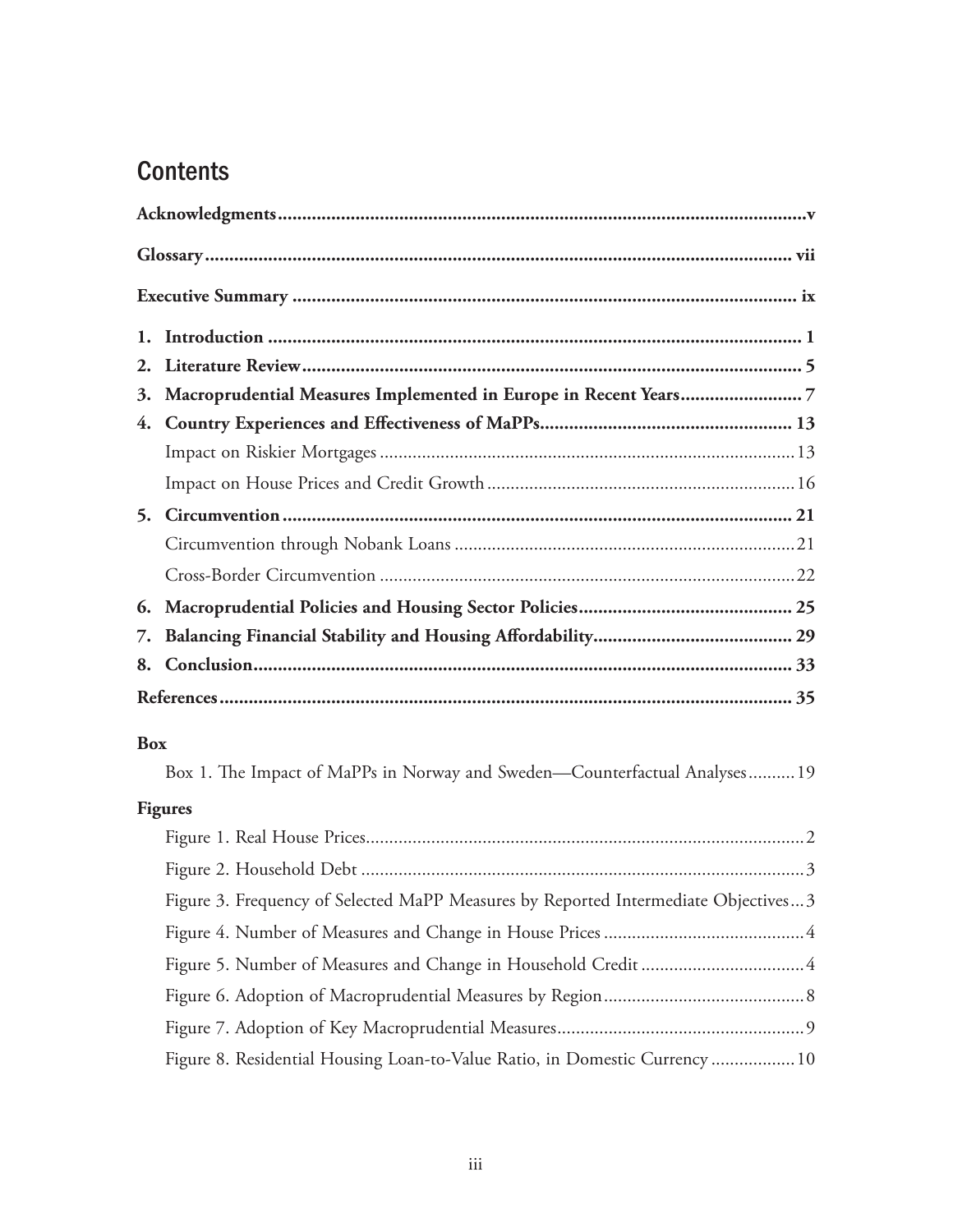# Contents

**Acknowledgments** ..... v

**Glossary** ..... vii

**Executive Summary** ..... ix

**1. Introduction** ..... 1

**2. Literature Review** ..... 5

**3. Macroprudential Measures Implemented in Europe in Recent Years** ..... 7

**4. Country Experiences and Effectiveness of MaPPs** ..... 13

Impact on Riskier Mortgages ..... 13

Impact on House Prices and Credit Growth ..... 16

**5. Circumvention** ..... 21

Circumvention through Nobank Loans ..... 21

Cross-Border Circumvention ..... 22

**6. Macroprudential Policies and Housing Sector Policies** ..... 25

**7. Balancing Financial Stability and Housing Affordability** ..... 29

**8. Conclusion** ..... 33

**References** ..... 35

**Box**

Box 1. The Impact of MaPPs in Norway and Sweden—Counterfactual Analyses ..... 19

**Figures**

Figure 1. Real House Prices ..... 2

Figure 2. Household Debt ..... 3

Figure 3. Frequency of Selected MaPP Measures by Reported Intermediate Objectives ..... 3

Figure 4. Number of Measures and Change in House Prices ..... 4

Figure 5. Number of Measures and Change in Household Credit ..... 4

Figure 6. Adoption of Macroprudential Measures by Region ..... 8

Figure 7. Adoption of Key Macroprudential Measures ..... 9

Figure 8. Residential Housing Loan-to-Value Ratio, in Domestic Currency ..... 10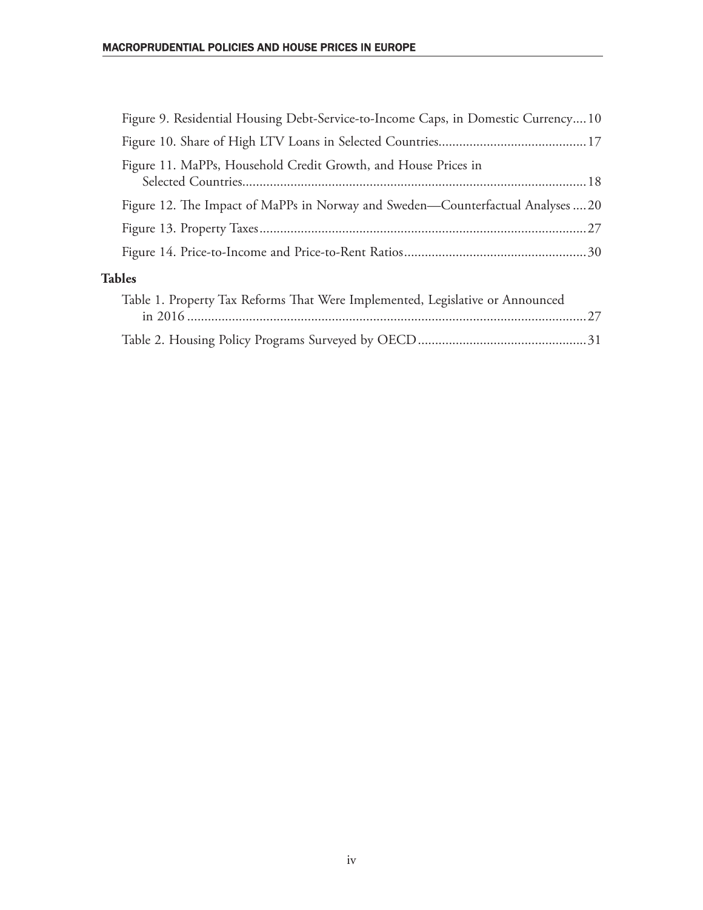Figure 9. Residential Housing Debt-Service-to-Income Caps, in Domestic Currency....10

Figure 10. Share of High LTV Loans in Selected Countries..........................................17

Figure 11. MaPPs, Household Credit Growth, and House Prices in Selected Countries....................................................................................................18

Figure 12. The Impact of MaPPs in Norway and Sweden—Counterfactual Analyses ....20

Figure 13. Property Taxes..............................................................................................27

Figure 14. Price-to-Income and Price-to-Rent Ratios....................................................30

**Tables**

Table 1. Property Tax Reforms That Were Implemented, Legislative or Announced in 2016 ....................................................................................................................27

Table 2. Housing Policy Programs Surveyed by OECD................................................31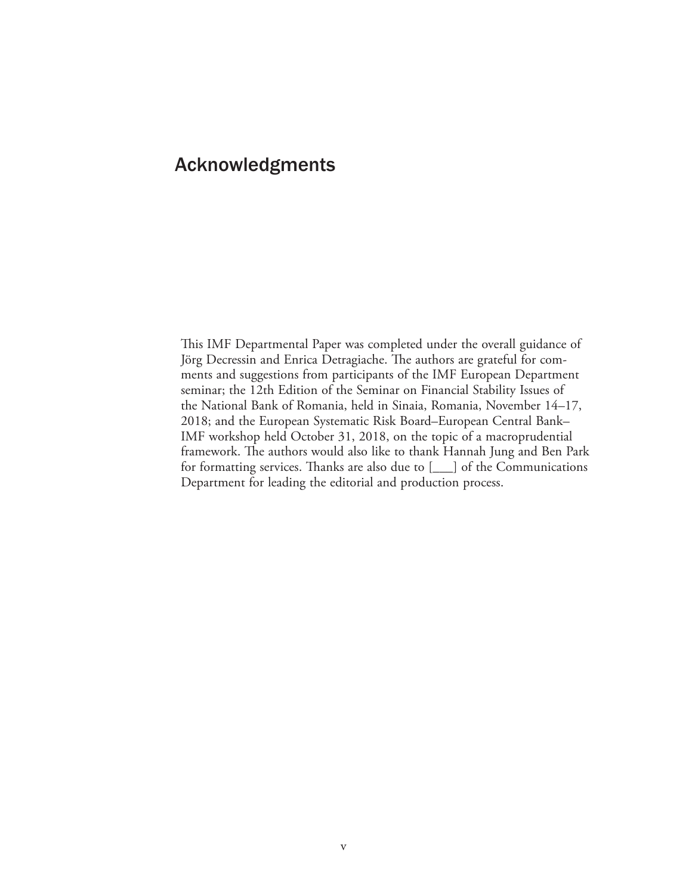# Acknowledgments

This IMF Departmental Paper was completed under the overall guidance of Jörg Decressin and Enrica Detragiache. The authors are grateful for comments and suggestions from participants of the IMF European Department seminar; the 12th Edition of the Seminar on Financial Stability Issues of the National Bank of Romania, held in Sinaia, Romania, November 14–17, 2018; and the European Systematic Risk Board–European Central Bank–IMF workshop held October 31, 2018, on the topic of a macroprudential framework. The authors would also like to thank Hannah Jung and Ben Park for formatting services. Thanks are also due to [___] of the Communications Department for leading the editorial and production process.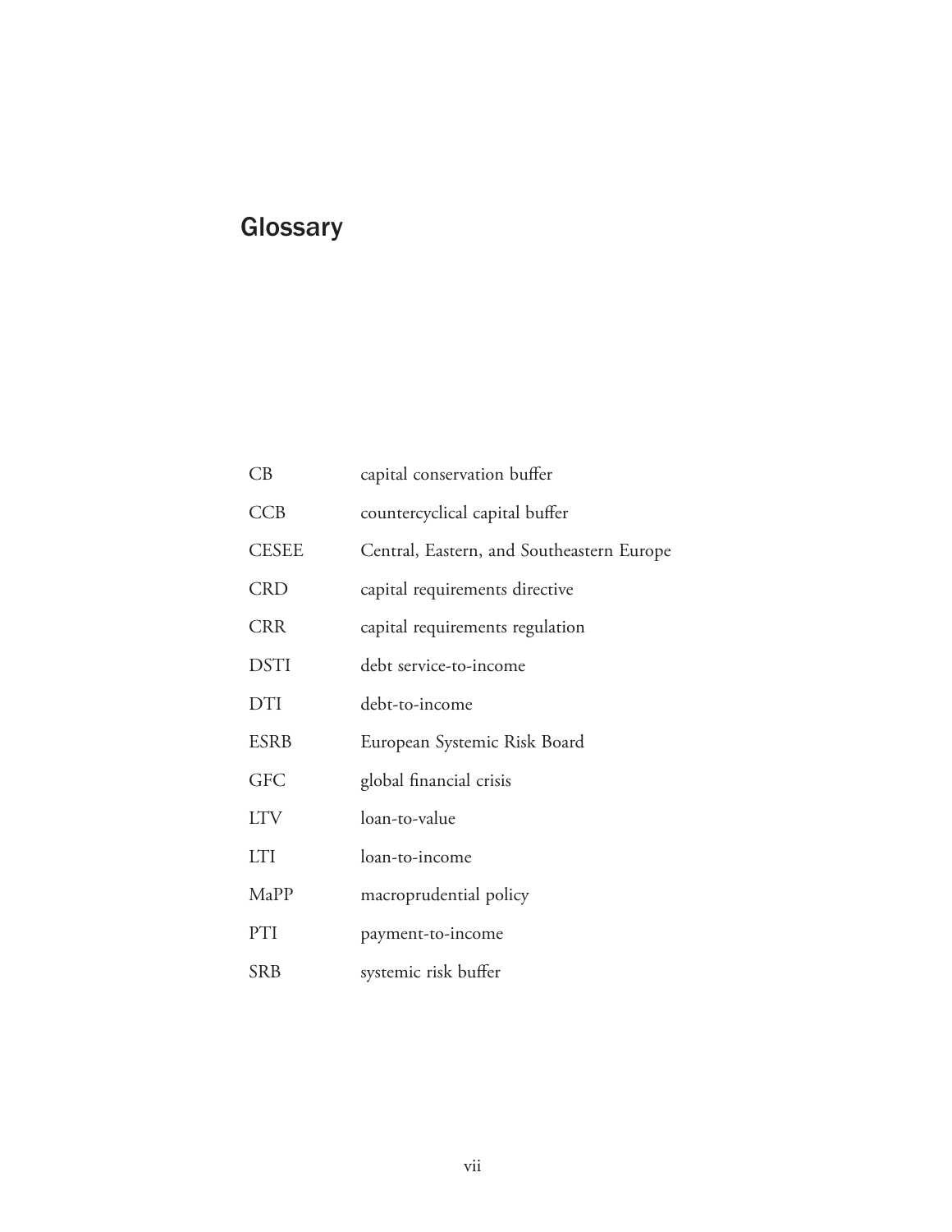# Glossary

| | |
|---|---|
| CB | capital conservation buffer |
| CCB | countercyclical capital buffer |
| CESEE | Central, Eastern, and Southeastern Europe |
| CRD | capital requirements directive |
| CRR | capital requirements regulation |
| DSTI | debt service-to-income |
| DTI | debt-to-income |
| ESRB | European Systemic Risk Board |
| GFC | global financial crisis |
| LTV | loan-to-value |
| LTI | loan-to-income |
| MaPP | macroprudential policy |
| PTI | payment-to-income |
| SRB | systemic risk buffer |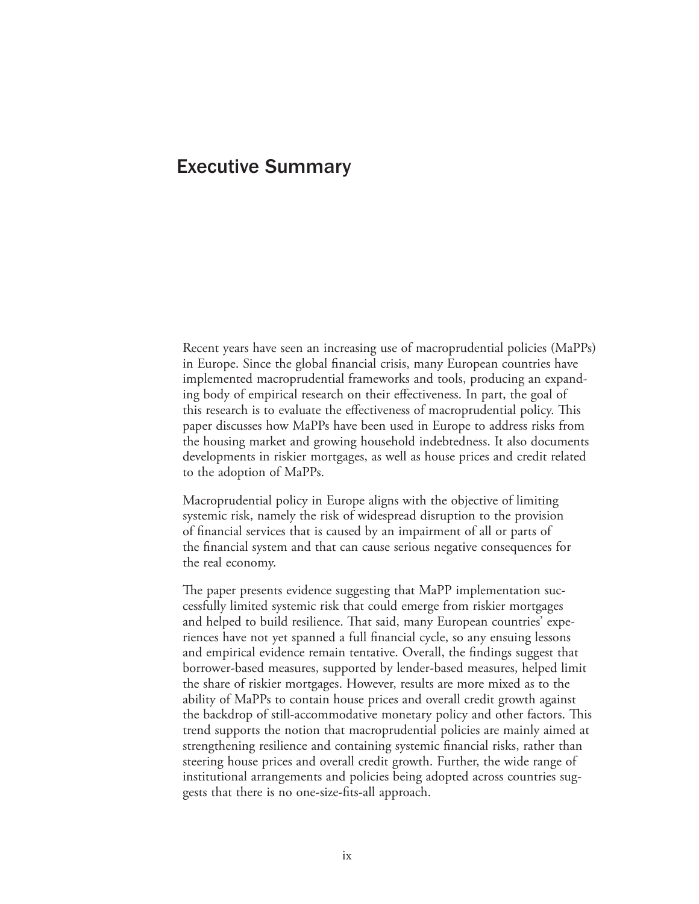# Executive Summary

Recent years have seen an increasing use of macroprudential policies (MaPPs) in Europe. Since the global financial crisis, many European countries have implemented macroprudential frameworks and tools, producing an expanding body of empirical research on their effectiveness. In part, the goal of this research is to evaluate the effectiveness of macroprudential policy. This paper discusses how MaPPs have been used in Europe to address risks from the housing market and growing household indebtedness. It also documents developments in riskier mortgages, as well as house prices and credit related to the adoption of MaPPs.

Macroprudential policy in Europe aligns with the objective of limiting systemic risk, namely the risk of widespread disruption to the provision of financial services that is caused by an impairment of all or parts of the financial system and that can cause serious negative consequences for the real economy.

The paper presents evidence suggesting that MaPP implementation successfully limited systemic risk that could emerge from riskier mortgages and helped to build resilience. That said, many European countries' experiences have not yet spanned a full financial cycle, so any ensuing lessons and empirical evidence remain tentative. Overall, the findings suggest that borrower-based measures, supported by lender-based measures, helped limit the share of riskier mortgages. However, results are more mixed as to the ability of MaPPs to contain house prices and overall credit growth against the backdrop of still-accommodative monetary policy and other factors. This trend supports the notion that macroprudential policies are mainly aimed at strengthening resilience and containing systemic financial risks, rather than steering house prices and overall credit growth. Further, the wide range of institutional arrangements and policies being adopted across countries suggests that there is no one-size-fits-all approach.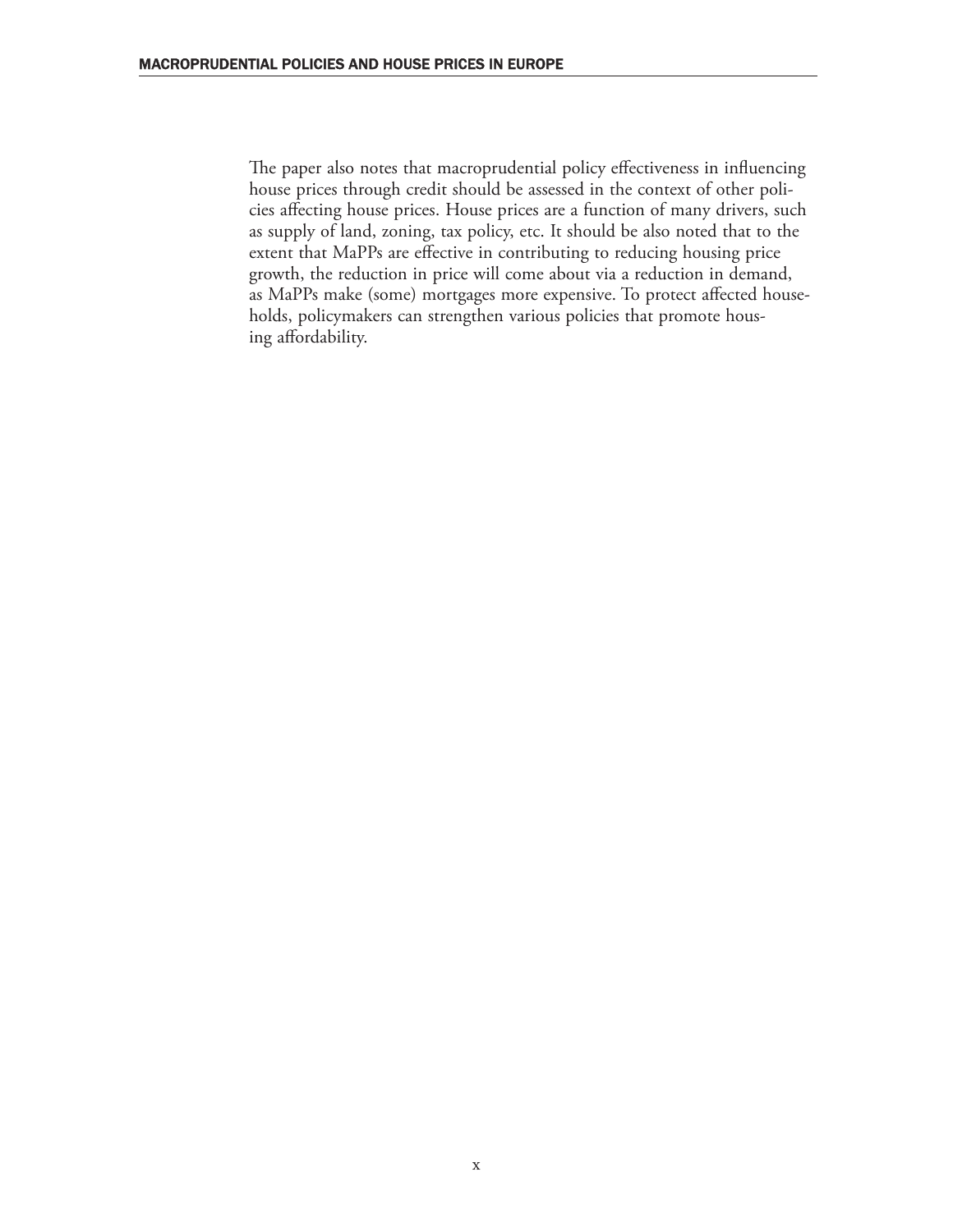The paper also notes that macroprudential policy effectiveness in influencing house prices through credit should be assessed in the context of other policies affecting house prices. House prices are a function of many drivers, such as supply of land, zoning, tax policy, etc. It should be also noted that to the extent that MaPPs are effective in contributing to reducing housing price growth, the reduction in price will come about via a reduction in demand, as MaPPs make (some) mortgages more expensive. To protect affected households, policymakers can strengthen various policies that promote housing affordability.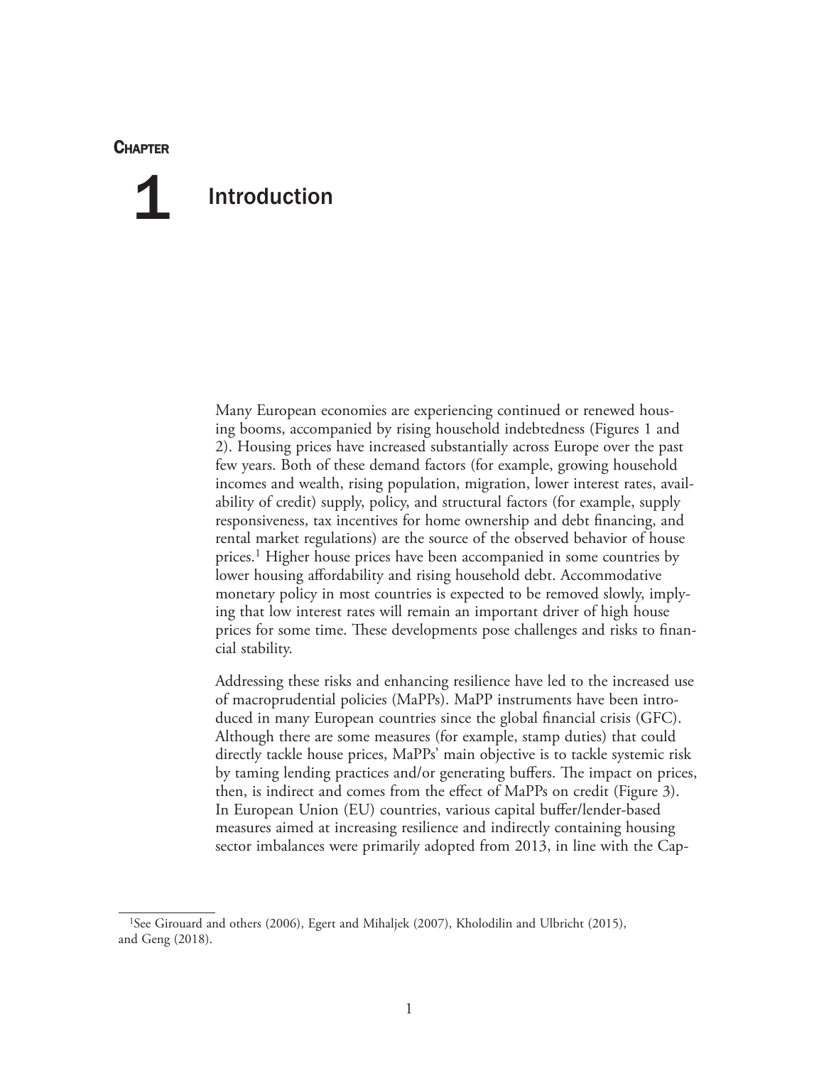# Chapter 1

# Introduction

Many European economies are experiencing continued or renewed housing booms, accompanied by rising household indebtedness (Figures 1 and 2). Housing prices have increased substantially across Europe over the past few years. Both of these demand factors (for example, growing household incomes and wealth, rising population, migration, lower interest rates, availability of credit) supply, policy, and structural factors (for example, supply responsiveness, tax incentives for home ownership and debt financing, and rental market regulations) are the source of the observed behavior of house prices.[1] Higher house prices have been accompanied in some countries by lower housing affordability and rising household debt. Accommodative monetary policy in most countries is expected to be removed slowly, implying that low interest rates will remain an important driver of high house prices for some time. These developments pose challenges and risks to financial stability.

Addressing these risks and enhancing resilience have led to the increased use of macroprudential policies (MaPPs). MaPP instruments have been introduced in many European countries since the global financial crisis (GFC). Although there are some measures (for example, stamp duties) that could directly tackle house prices, MaPPs' main objective is to tackle systemic risk by taming lending practices and/or generating buffers. The impact on prices, then, is indirect and comes from the effect of MaPPs on credit (Figure 3). In European Union (EU) countries, various capital buffer/lender-based measures aimed at increasing resilience and indirectly containing housing sector imbalances were primarily adopted from 2013, in line with the Cap-

[1] See Girouard and others (2006), Egert and Mihaljek (2007), Kholodilin and Ulbricht (2015), and Geng (2018).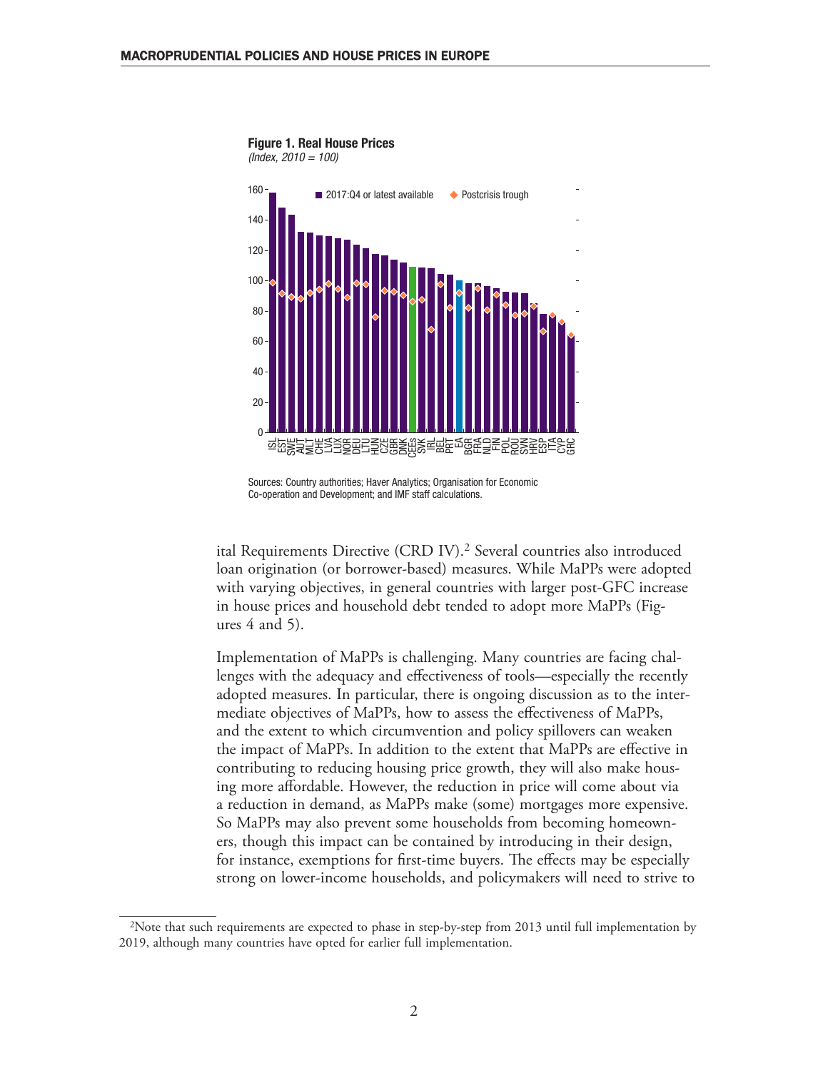**Figure 1. Real House Prices**
*(Index, 2010 = 100)*

Sources: Country authorities; Haver Analytics; Organisation for Economic Co-operation and Development; and IMF staff calculations.

ital Requirements Directive (CRD IV).[2] Several countries also introduced loan origination (or borrower-based) measures. While MaPPs were adopted with varying objectives, in general countries with larger post-GFC increase in house prices and household debt tended to adopt more MaPPs (Figures 4 and 5).

Implementation of MaPPs is challenging. Many countries are facing challenges with the adequacy and effectiveness of tools—especially the recently adopted measures. In particular, there is ongoing discussion as to the intermediate objectives of MaPPs, how to assess the effectiveness of MaPPs, and the extent to which circumvention and policy spillovers can weaken the impact of MaPPs. In addition to the extent that MaPPs are effective in contributing to reducing housing price growth, they will also make housing more affordable. However, the reduction in price will come about via a reduction in demand, as MaPPs make (some) mortgages more expensive. So MaPPs may also prevent some households from becoming homeowners, though this impact can be contained by introducing in their design, for instance, exemptions for first-time buyers. The effects may be especially strong on lower-income households, and policymakers will need to strive to

[2]Note that such requirements are expected to phase in step-by-step from 2013 until full implementation by 2019, although many countries have opted for earlier full implementation.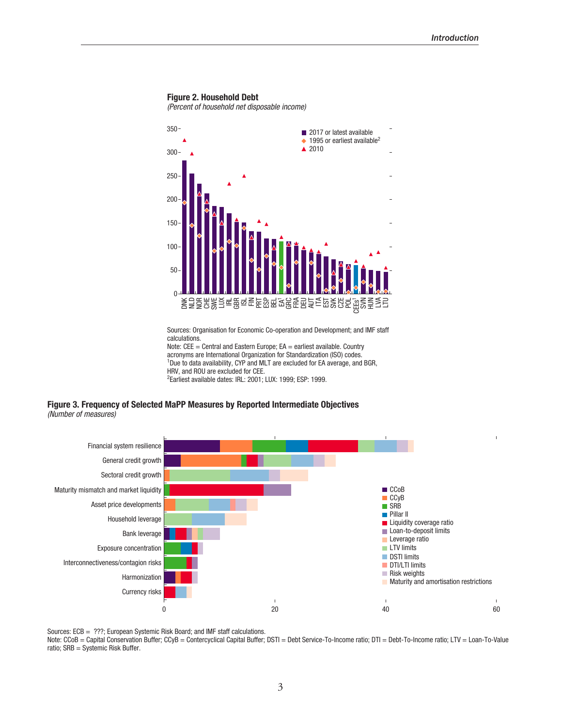**Figure 2. Household Debt**

*(Percent of household net disposable income)*

Sources: Organisation for Economic Co-operation and Development; and IMF staff calculations.
Note: CEE = Central and Eastern Europe; EA = earliest available. Country acronyms are International Organization for Standardization (ISO) codes.
[1]Due to data availability, CYP and MLT are excluded for EA average, and BGR, HRV, and ROU are excluded for CEE.
[2]Earliest available dates: IRL: 2001; LUX: 1999; ESP: 1999.

**Figure 3. Frequency of Selected MaPP Measures by Reported Intermediate Objectives**

*(Number of measures)*

Sources: ECB = ???; European Systemic Risk Board; and IMF staff calculations.
Note: CCoB = Capital Conservation Buffer; CCyB = Contercyclical Capital Buffer; DSTI = Debt Service-To-Income ratio; DTI = Debt-To-Income ratio; LTV = Loan-To-Value ratio; SRB = Systemic Risk Buffer.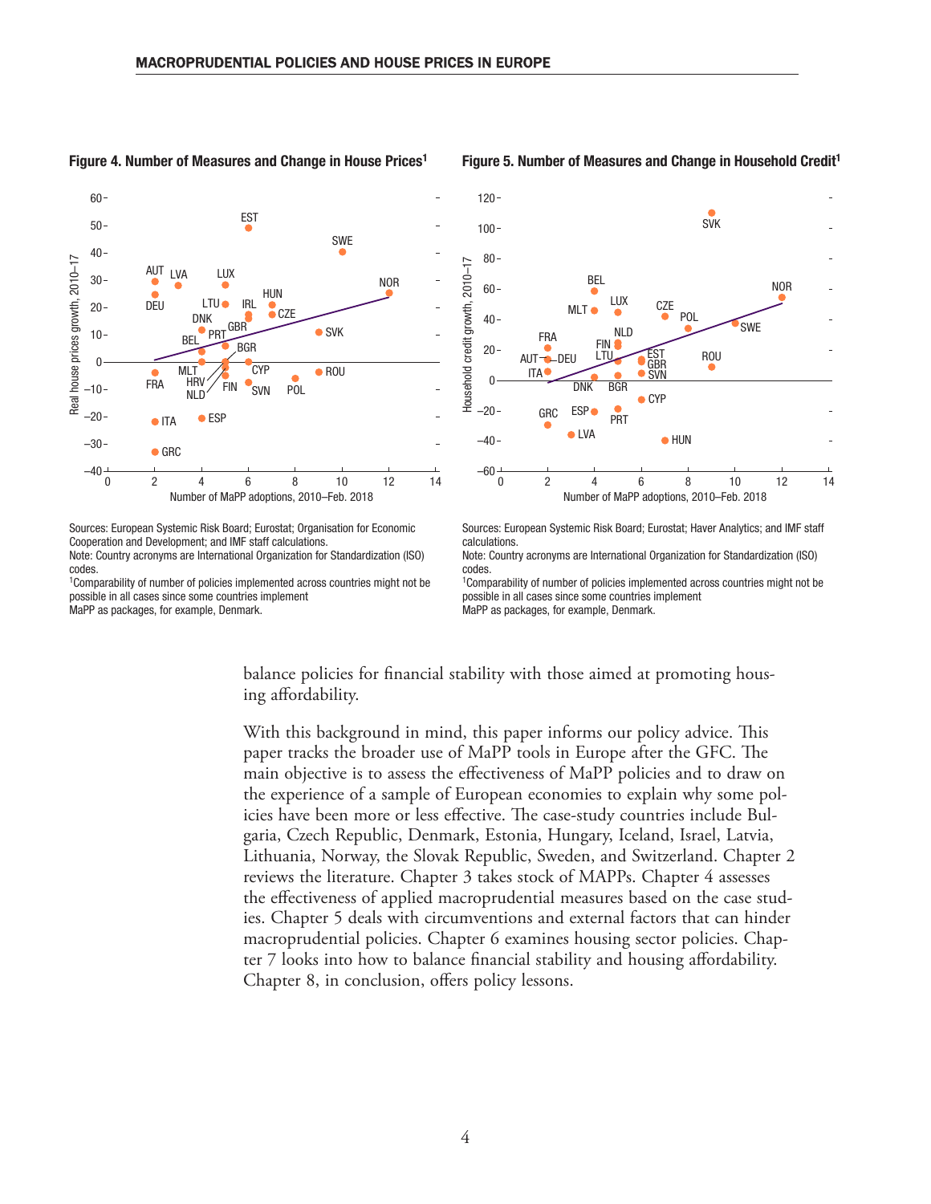**Figure 4. Number of Measures and Change in House Prices**[1]

Sources: European Systemic Risk Board; Eurostat; Organisation for Economic Cooperation and Development; and IMF staff calculations.
Note: Country acronyms are International Organization for Standardization (ISO) codes.
[1]Comparability of number of policies implemented across countries might not be possible in all cases since some countries implement MaPP as packages, for example, Denmark.

**Figure 5. Number of Measures and Change in Household Credit**[1]

Sources: European Systemic Risk Board; Eurostat; Haver Analytics; and IMF staff calculations.
Note: Country acronyms are International Organization for Standardization (ISO) codes.
[1]Comparability of number of policies implemented across countries might not be possible in all cases since some countries implement MaPP as packages, for example, Denmark.

balance policies for financial stability with those aimed at promoting housing affordability.

With this background in mind, this paper informs our policy advice. This paper tracks the broader use of MaPP tools in Europe after the GFC. The main objective is to assess the effectiveness of MaPP policies and to draw on the experience of a sample of European economies to explain why some policies have been more or less effective. The case-study countries include Bulgaria, Czech Republic, Denmark, Estonia, Hungary, Iceland, Israel, Latvia, Lithuania, Norway, the Slovak Republic, Sweden, and Switzerland. Chapter 2 reviews the literature. Chapter 3 takes stock of MAPPs. Chapter 4 assesses the effectiveness of applied macroprudential measures based on the case studies. Chapter 5 deals with circumventions and external factors that can hinder macroprudential policies. Chapter 6 examines housing sector policies. Chapter 7 looks into how to balance financial stability and housing affordability. Chapter 8, in conclusion, offers policy lessons.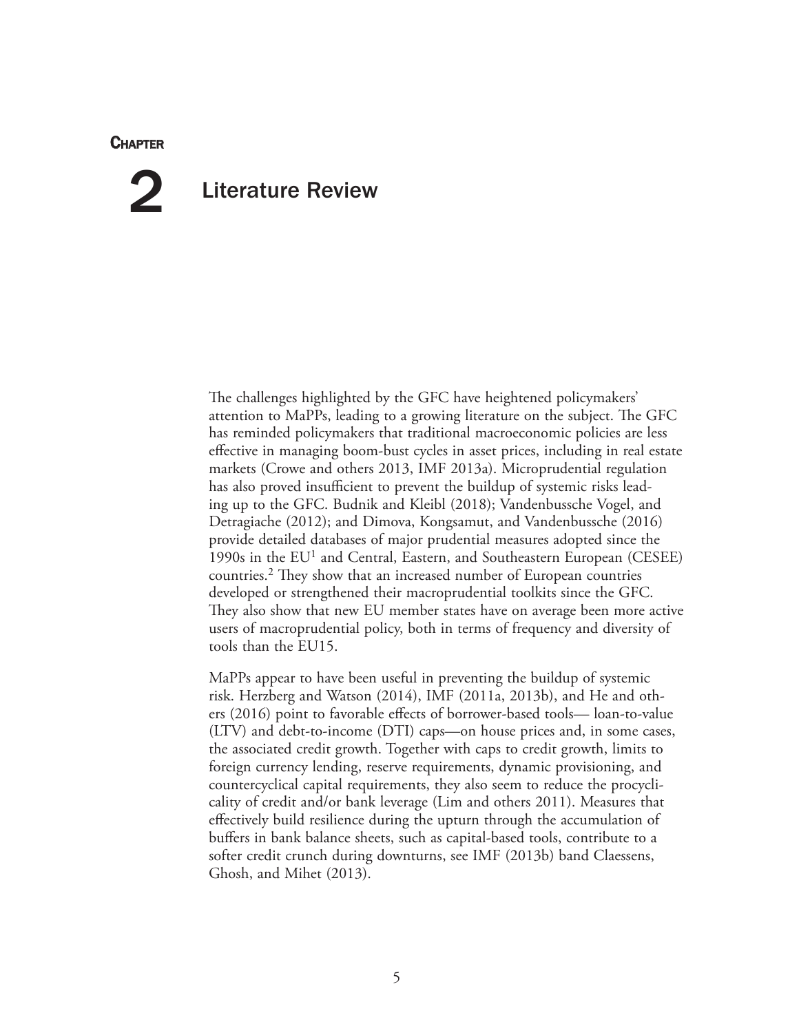# Chapter 2 Literature Review

The challenges highlighted by the GFC have heightened policymakers' attention to MaPPs, leading to a growing literature on the subject. The GFC has reminded policymakers that traditional macroeconomic policies are less effective in managing boom-bust cycles in asset prices, including in real estate markets (Crowe and others 2013, IMF 2013a). Microprudential regulation has also proved insufficient to prevent the buildup of systemic risks leading up to the GFC. Budnik and Kleibl (2018); Vandenbussche Vogel, and Detragiache (2012); and Dimova, Kongsamut, and Vandenbussche (2016) provide detailed databases of major prudential measures adopted since the 1990s in the EU[1] and Central, Eastern, and Southeastern European (CESEE) countries.[2] They show that an increased number of European countries developed or strengthened their macroprudential toolkits since the GFC. They also show that new EU member states have on average been more active users of macroprudential policy, both in terms of frequency and diversity of tools than the EU15.

MaPPs appear to have been useful in preventing the buildup of systemic risk. Herzberg and Watson (2014), IMF (2011a, 2013b), and He and others (2016) point to favorable effects of borrower-based tools— loan-to-value (LTV) and debt-to-income (DTI) caps—on house prices and, in some cases, the associated credit growth. Together with caps to credit growth, limits to foreign currency lending, reserve requirements, dynamic provisioning, and countercyclical capital requirements, they also seem to reduce the procyclicality of credit and/or bank leverage (Lim and others 2011). Measures that effectively build resilience during the upturn through the accumulation of buffers in bank balance sheets, such as capital-based tools, contribute to a softer credit crunch during downturns, see IMF (2013b) band Claessens, Ghosh, and Mihet (2013).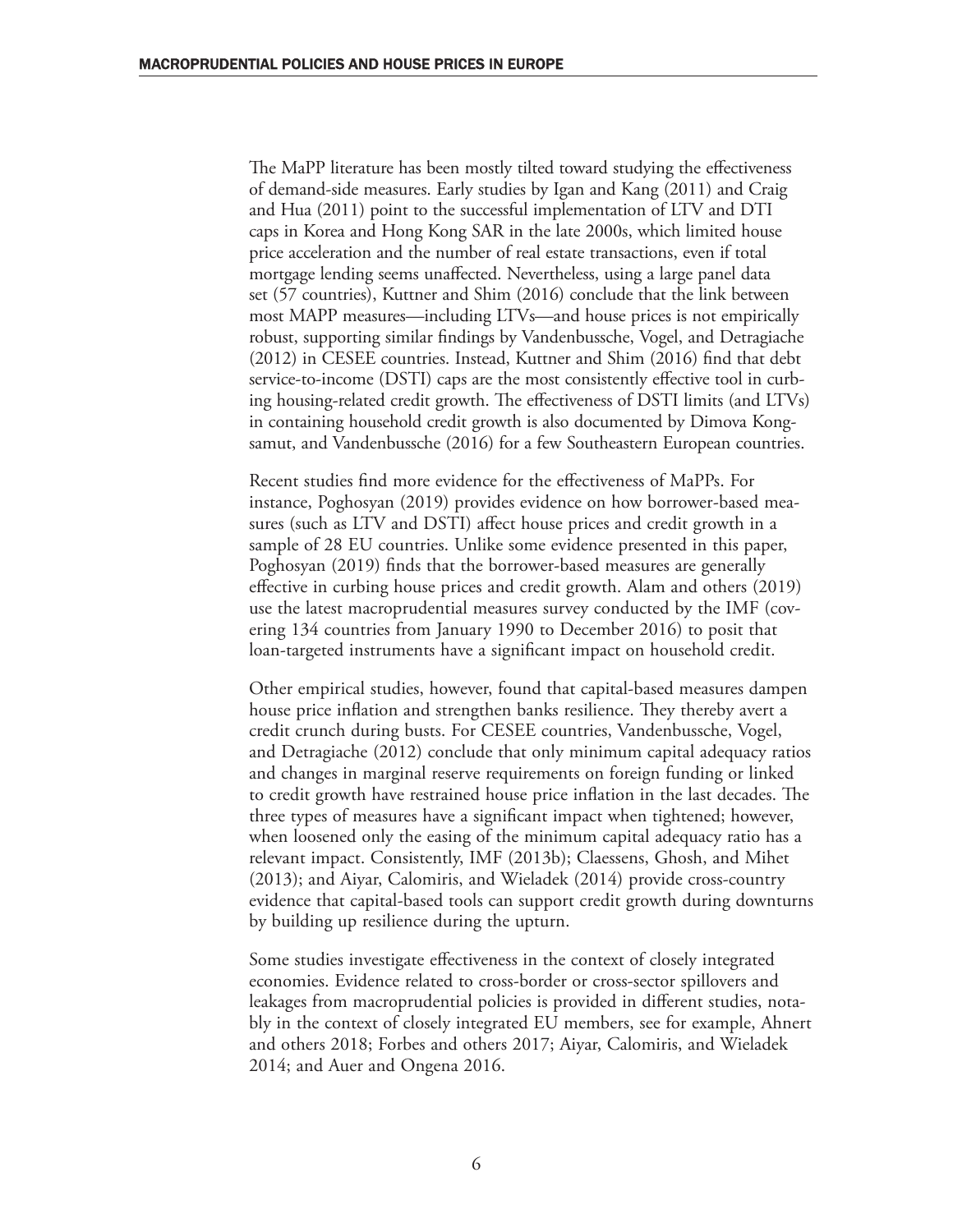The MaPP literature has been mostly tilted toward studying the effectiveness of demand-side measures. Early studies by Igan and Kang (2011) and Craig and Hua (2011) point to the successful implementation of LTV and DTI caps in Korea and Hong Kong SAR in the late 2000s, which limited house price acceleration and the number of real estate transactions, even if total mortgage lending seems unaffected. Nevertheless, using a large panel data set (57 countries), Kuttner and Shim (2016) conclude that the link between most MAPP measures—including LTVs—and house prices is not empirically robust, supporting similar findings by Vandenbussche, Vogel, and Detragiache (2012) in CESEE countries. Instead, Kuttner and Shim (2016) find that debt service-to-income (DSTI) caps are the most consistently effective tool in curbing housing-related credit growth. The effectiveness of DSTI limits (and LTVs) in containing household credit growth is also documented by Dimova Kongsamut, and Vandenbussche (2016) for a few Southeastern European countries.

Recent studies find more evidence for the effectiveness of MaPPs. For instance, Poghosyan (2019) provides evidence on how borrower-based measures (such as LTV and DSTI) affect house prices and credit growth in a sample of 28 EU countries. Unlike some evidence presented in this paper, Poghosyan (2019) finds that the borrower-based measures are generally effective in curbing house prices and credit growth. Alam and others (2019) use the latest macroprudential measures survey conducted by the IMF (covering 134 countries from January 1990 to December 2016) to posit that loan-targeted instruments have a significant impact on household credit.

Other empirical studies, however, found that capital-based measures dampen house price inflation and strengthen banks resilience. They thereby avert a credit crunch during busts. For CESEE countries, Vandenbussche, Vogel, and Detragiache (2012) conclude that only minimum capital adequacy ratios and changes in marginal reserve requirements on foreign funding or linked to credit growth have restrained house price inflation in the last decades. The three types of measures have a significant impact when tightened; however, when loosened only the easing of the minimum capital adequacy ratio has a relevant impact. Consistently, IMF (2013b); Claessens, Ghosh, and Mihet (2013); and Aiyar, Calomiris, and Wieladek (2014) provide cross-country evidence that capital-based tools can support credit growth during downturns by building up resilience during the upturn.

Some studies investigate effectiveness in the context of closely integrated economies. Evidence related to cross-border or cross-sector spillovers and leakages from macroprudential policies is provided in different studies, notably in the context of closely integrated EU members, see for example, Ahnert and others 2018; Forbes and others 2017; Aiyar, Calomiris, and Wieladek 2014; and Auer and Ongena 2016.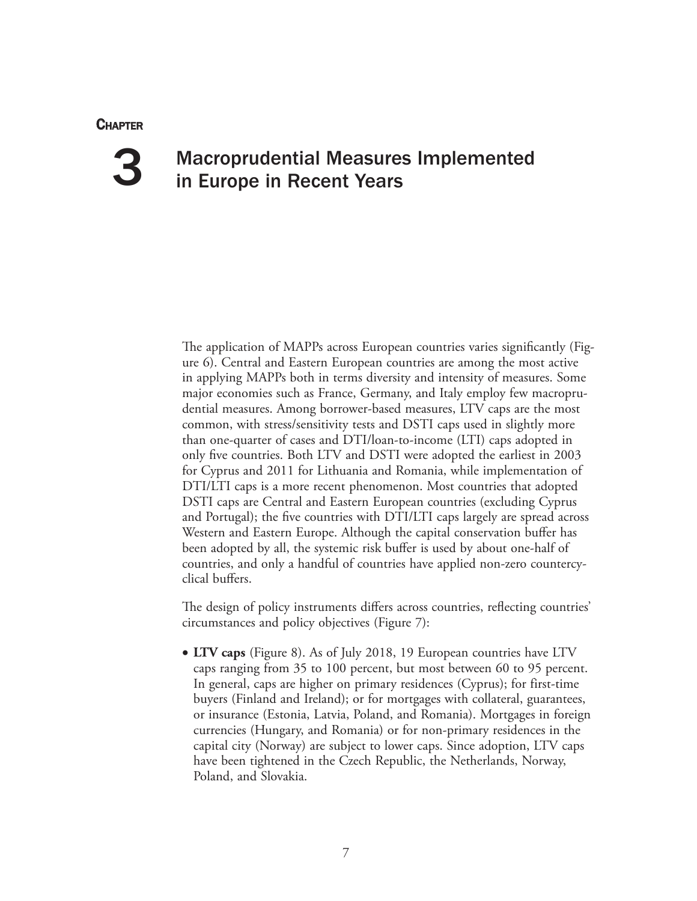# Chapter 3

# Macroprudential Measures Implemented in Europe in Recent Years

The application of MAPPs across European countries varies significantly (Figure 6). Central and Eastern European countries are among the most active in applying MAPPs both in terms diversity and intensity of measures. Some major economies such as France, Germany, and Italy employ few macroprudential measures. Among borrower-based measures, LTV caps are the most common, with stress/sensitivity tests and DSTI caps used in slightly more than one-quarter of cases and DTI/loan-to-income (LTI) caps adopted in only five countries. Both LTV and DSTI were adopted the earliest in 2003 for Cyprus and 2011 for Lithuania and Romania, while implementation of DTI/LTI caps is a more recent phenomenon. Most countries that adopted DSTI caps are Central and Eastern European countries (excluding Cyprus and Portugal); the five countries with DTI/LTI caps largely are spread across Western and Eastern Europe. Although the capital conservation buffer has been adopted by all, the systemic risk buffer is used by about one-half of countries, and only a handful of countries have applied non-zero countercyclical buffers.

The design of policy instruments differs across countries, reflecting countries' circumstances and policy objectives (Figure 7):

- **LTV caps** (Figure 8). As of July 2018, 19 European countries have LTV caps ranging from 35 to 100 percent, but most between 60 to 95 percent. In general, caps are higher on primary residences (Cyprus); for first-time buyers (Finland and Ireland); or for mortgages with collateral, guarantees, or insurance (Estonia, Latvia, Poland, and Romania). Mortgages in foreign currencies (Hungary, and Romania) or for non-primary residences in the capital city (Norway) are subject to lower caps. Since adoption, LTV caps have been tightened in the Czech Republic, the Netherlands, Norway, Poland, and Slovakia.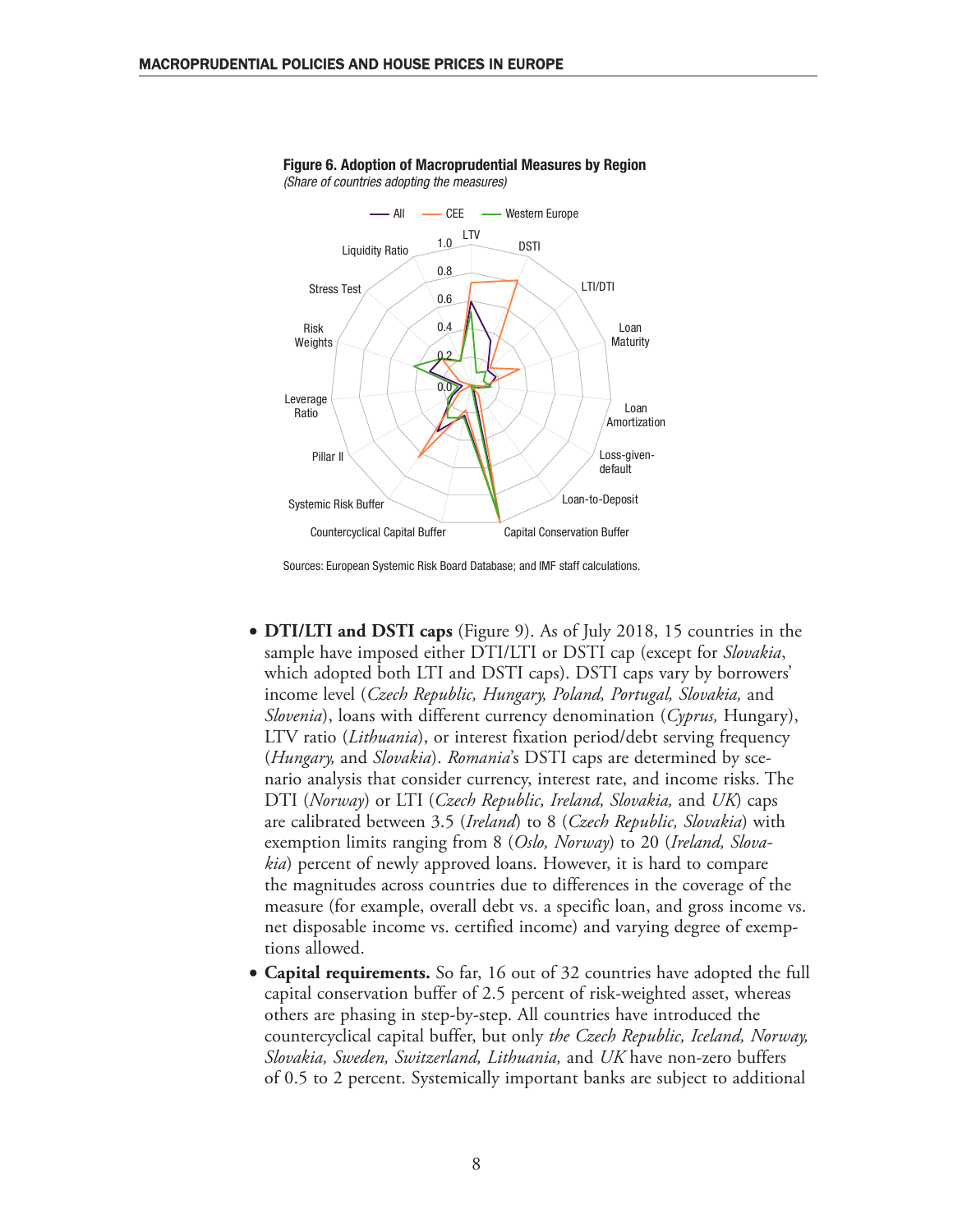**Figure 6. Adoption of Macroprudential Measures by Region**
*(Share of countries adopting the measures)*

Sources: European Systemic Risk Board Database; and IMF staff calculations.

- **DTI/LTI and DSTI caps** (Figure 9). As of July 2018, 15 countries in the sample have imposed either DTI/LTI or DSTI cap (except for *Slovakia*, which adopted both LTI and DSTI caps). DSTI caps vary by borrowers' income level (*Czech Republic, Hungary, Poland, Portugal, Slovakia,* and *Slovenia*), loans with different currency denomination (*Cyprus,* Hungary), LTV ratio (*Lithuania*), or interest fixation period/debt serving frequency (*Hungary,* and *Slovakia*). *Romania*'s DSTI caps are determined by scenario analysis that consider currency, interest rate, and income risks. The DTI (*Norway*) or LTI (*Czech Republic, Ireland, Slovakia,* and *UK*) caps are calibrated between 3.5 (*Ireland*) to 8 (*Czech Republic, Slovakia*) with exemption limits ranging from 8 (*Oslo, Norway*) to 20 (*Ireland, Slovakia*) percent of newly approved loans. However, it is hard to compare the magnitudes across countries due to differences in the coverage of the measure (for example, overall debt vs. a specific loan, and gross income vs. net disposable income vs. certified income) and varying degree of exemptions allowed.
- **Capital requirements.** So far, 16 out of 32 countries have adopted the full capital conservation buffer of 2.5 percent of risk-weighted asset, whereas others are phasing in step-by-step. All countries have introduced the countercyclical capital buffer, but only *the Czech Republic, Iceland, Norway, Slovakia, Sweden, Switzerland, Lithuania,* and *UK* have non-zero buffers of 0.5 to 2 percent. Systemically important banks are subject to additional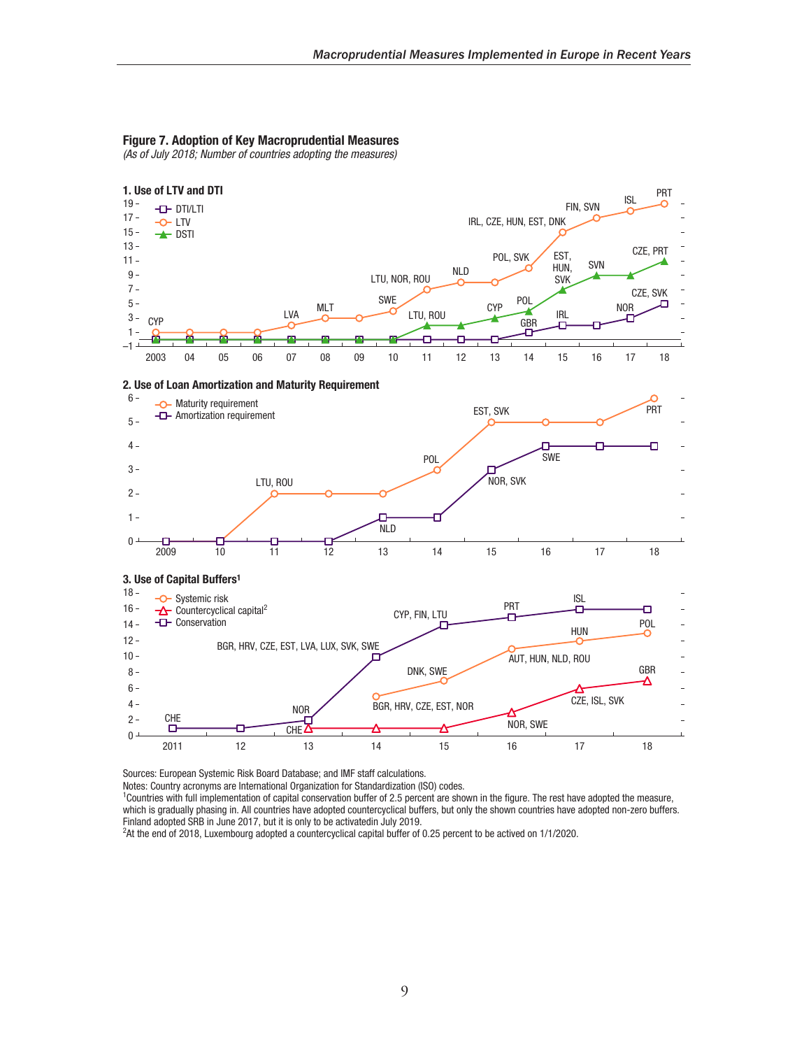**Figure 7. Adoption of Key Macroprudential Measures**

*(As of July 2018; Number of countries adopting the measures)*

**1. Use of LTV and DTI**

**2. Use of Loan Amortization and Maturity Requirement**

**3. Use of Capital Buffers[1]**

Sources: European Systemic Risk Board Database; and IMF staff calculations.

Notes: Country acronyms are International Organization for Standardization (ISO) codes.

[1]Countries with full implementation of capital conservation buffer of 2.5 percent are shown in the figure. The rest have adopted the measure, which is gradually phasing in. All countries have adopted countercyclical buffers, but only the shown countries have adopted non-zero buffers. Finland adopted SRB in June 2017, but it is only to be activatedin July 2019.

[2]At the end of 2018, Luxembourg adopted a countercyclical capital buffer of 0.25 percent to be actived on 1/1/2020.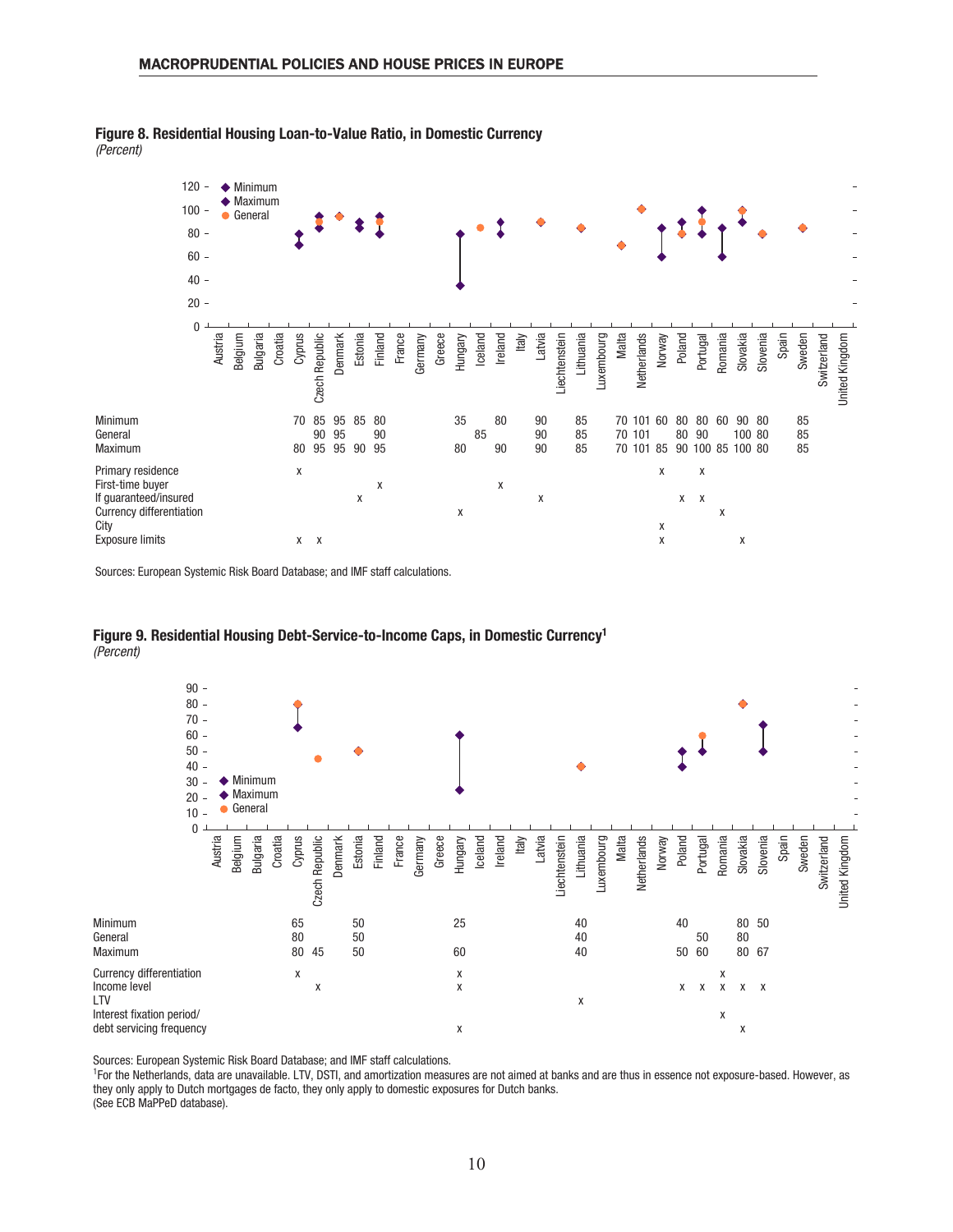**Figure 8. Residential Housing Loan-to-Value Ratio, in Domestic Currency**
*(Percent)*

| | Austria | Belgium | Bulgaria | Croatia | Cyprus | Czech Republic | Denmark | Estonia | Finland | France | Germany | Greece | Hungary | Iceland | Ireland | Italy | Latvia | Liechtenstein | Lithuania | Luxembourg | Malta | Netherlands | Norway | Poland | Portugal | Romania | Slovakia | Slovenia | Spain | Sweden | Switzerland | United Kingdom |
|---|---|---|---|---|---|---|---|---|---|---|---|---|---|---|---|---|---|---|---|---|---|---|---|---|---|---|---|---|---|---|---|---|
| Minimum | | | | | 70 | 85 | 95 | 85 | 80 | | | | 35 | | 80 | | 90 | | 85 | | 70 | 101 | 60 | 80 | 80 | 60 | 90 | 80 | | 85 | | |
| General | | | | | | 90 | 95 | | 90 | | | | | 85 | | | 90 | | 85 | | 70 | 101 | | 80 | 90 | | 100 | 80 | | 85 | | |
| Maximum | | | | | 80 | 95 | 95 | 90 | 95 | | | | 80 | | 90 | | 90 | | 85 | | 70 | 101 | 85 | 90 | 100 | 85 | 100 | 80 | | 85 | | |
| Primary residence | | | | | x | | | | | | | | | | | | | | | | | | x | | x | | | | | | | |
| First-time buyer | | | | | | | | | x | | | | | | x | | | | | | | | | | | | | | | | | |
| If guaranteed/insured | | | | | | | | x | | | | | | | | | x | | | | | | | x | x | | | | | | | |
| Currency differentiation | | | | | | | | | | | | | x | | | | | | | | | | | | | x | | | | | | |
| City | | | | | | | | | | | | | | | | | | | | | | | x | | | | | | | | | |
| Exposure limits | | | | | x | x | | | | | | | | | | | | | | | | | x | | | | x | | | | | |

Sources: European Systemic Risk Board Database; and IMF staff calculations.

**Figure 9. Residential Housing Debt-Service-to-Income Caps, in Domestic Currency[1]**
*(Percent)*

| | Austria | Belgium | Bulgaria | Croatia | Cyprus | Czech Republic | Denmark | Estonia | Finland | France | Germany | Greece | Hungary | Iceland | Ireland | Italy | Latvia | Liechtenstein | Lithuania | Luxembourg | Malta | Netherlands | Norway | Poland | Portugal | Romania | Slovakia | Slovenia | Spain | Sweden | Switzerland | United Kingdom |
|---|---|---|---|---|---|---|---|---|---|---|---|---|---|---|---|---|---|---|---|---|---|---|---|---|---|---|---|---|---|---|---|---|
| Minimum | | | | | 65 | | | 50 | | | | | 25 | | | | | | 40 | | | | | 40 | | | 80 | 50 | | | | |
| General | | | | | 80 | | | 50 | | | | | | | | | | | 40 | | | | | | 50 | | 80 | | | | | |
| Maximum | | | | | 80 | 45 | | 50 | | | | | 60 | | | | | | 40 | | | | | 50 | 60 | | 80 | 67 | | | | |
| Currency differentiation | | | | | x | | | | | | | | x | | | | | | | | | | | | | x | | | | | | |
| Income level | | | | | | x | | | | | | | x | | | | | | | | | | | x | x | x | x | x | | | | |
| LTV | | | | | | | | | | | | | | | | | | | x | | | | | | | | | | | | | |
| Interest fixation period/ debt servicing frequency | | | | | | | | | | | | | x | | | | | | | | | | | | | x | x | | | | | |

Sources: European Systemic Risk Board Database; and IMF staff calculations.
[1]For the Netherlands, data are unavailable. LTV, DSTI, and amortization measures are not aimed at banks and are thus in essence not exposure-based. However, as they only apply to Dutch mortgages de facto, they only apply to domestic exposures for Dutch banks.
(See ECB MaPPeD database).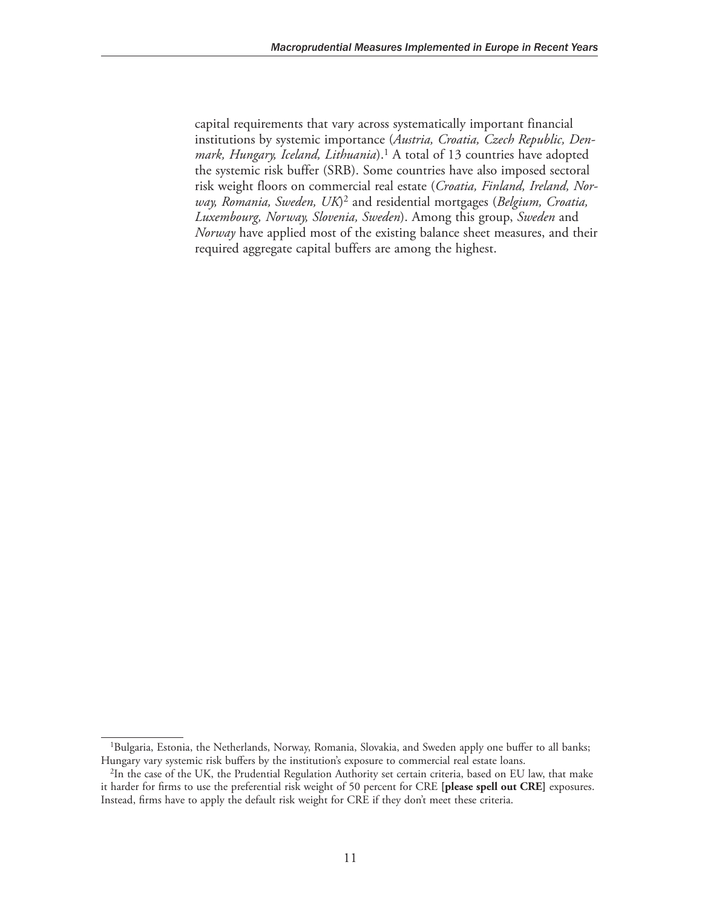capital requirements that vary across systematically important financial institutions by systemic importance (*Austria, Croatia, Czech Republic, Denmark, Hungary, Iceland, Lithuania*).[1] A total of 13 countries have adopted the systemic risk buffer (SRB). Some countries have also imposed sectoral risk weight floors on commercial real estate (*Croatia, Finland, Ireland, Norway, Romania, Sweden, UK*)[2] and residential mortgages (*Belgium, Croatia, Luxembourg, Norway, Slovenia, Sweden*). Among this group, *Sweden* and *Norway* have applied most of the existing balance sheet measures, and their required aggregate capital buffers are among the highest.

---

[1]Bulgaria, Estonia, the Netherlands, Norway, Romania, Slovakia, and Sweden apply one buffer to all banks; Hungary vary systemic risk buffers by the institution's exposure to commercial real estate loans.

[2]In the case of the UK, the Prudential Regulation Authority set certain criteria, based on EU law, that make it harder for firms to use the preferential risk weight of 50 percent for CRE **[please spell out CRE]** exposures. Instead, firms have to apply the default risk weight for CRE if they don't meet these criteria.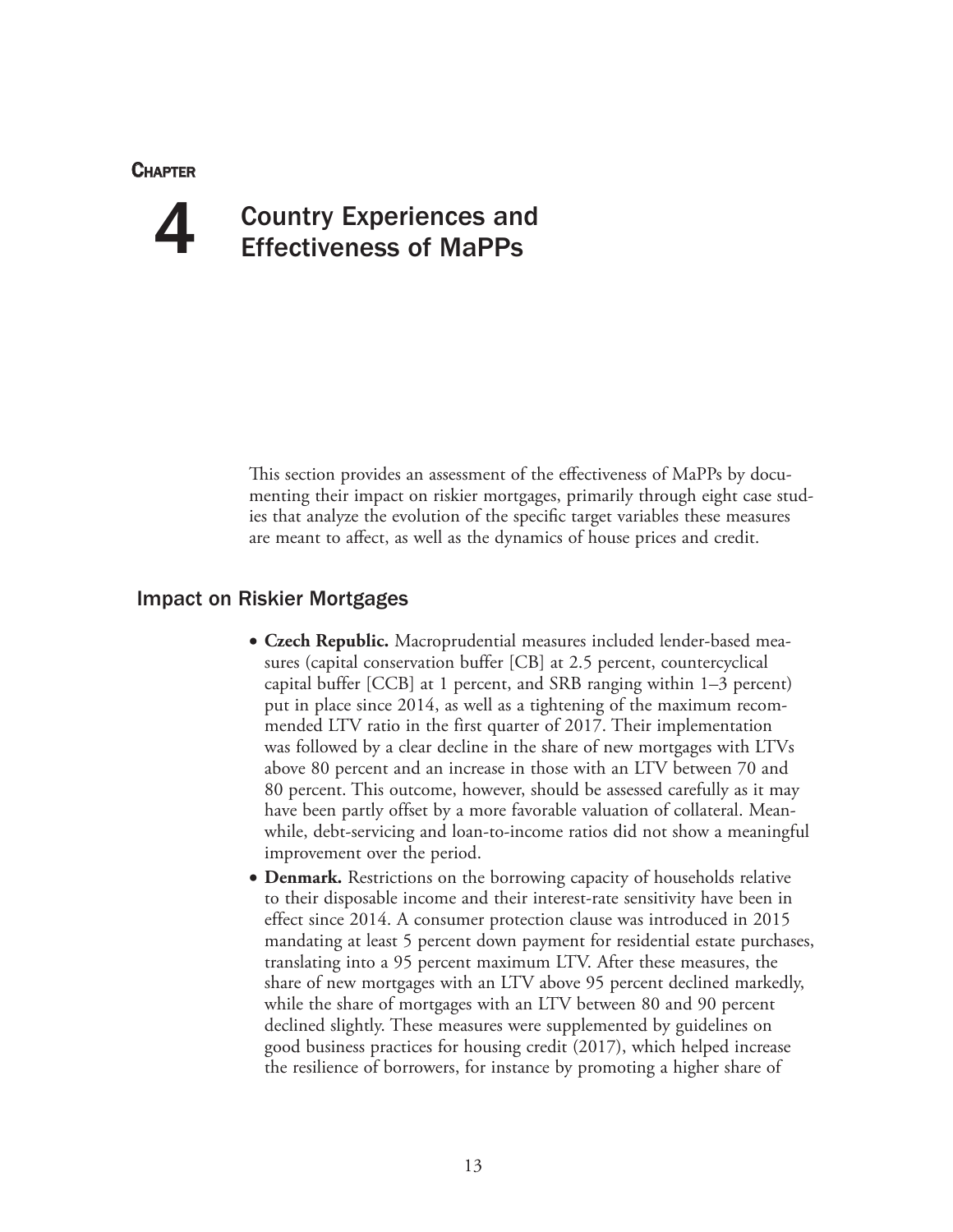# Chapter 4

# Country Experiences and Effectiveness of MaPPs

This section provides an assessment of the effectiveness of MaPPs by documenting their impact on riskier mortgages, primarily through eight case studies that analyze the evolution of the specific target variables these measures are meant to affect, as well as the dynamics of house prices and credit.

## Impact on Riskier Mortgages

- **Czech Republic.** Macroprudential measures included lender-based measures (capital conservation buffer [CB] at 2.5 percent, countercyclical capital buffer [CCB] at 1 percent, and SRB ranging within 1–3 percent) put in place since 2014, as well as a tightening of the maximum recommended LTV ratio in the first quarter of 2017. Their implementation was followed by a clear decline in the share of new mortgages with LTVs above 80 percent and an increase in those with an LTV between 70 and 80 percent. This outcome, however, should be assessed carefully as it may have been partly offset by a more favorable valuation of collateral. Meanwhile, debt-servicing and loan-to-income ratios did not show a meaningful improvement over the period.
- **Denmark.** Restrictions on the borrowing capacity of households relative to their disposable income and their interest-rate sensitivity have been in effect since 2014. A consumer protection clause was introduced in 2015 mandating at least 5 percent down payment for residential estate purchases, translating into a 95 percent maximum LTV. After these measures, the share of new mortgages with an LTV above 95 percent declined markedly, while the share of mortgages with an LTV between 80 and 90 percent declined slightly. These measures were supplemented by guidelines on good business practices for housing credit (2017), which helped increase the resilience of borrowers, for instance by promoting a higher share of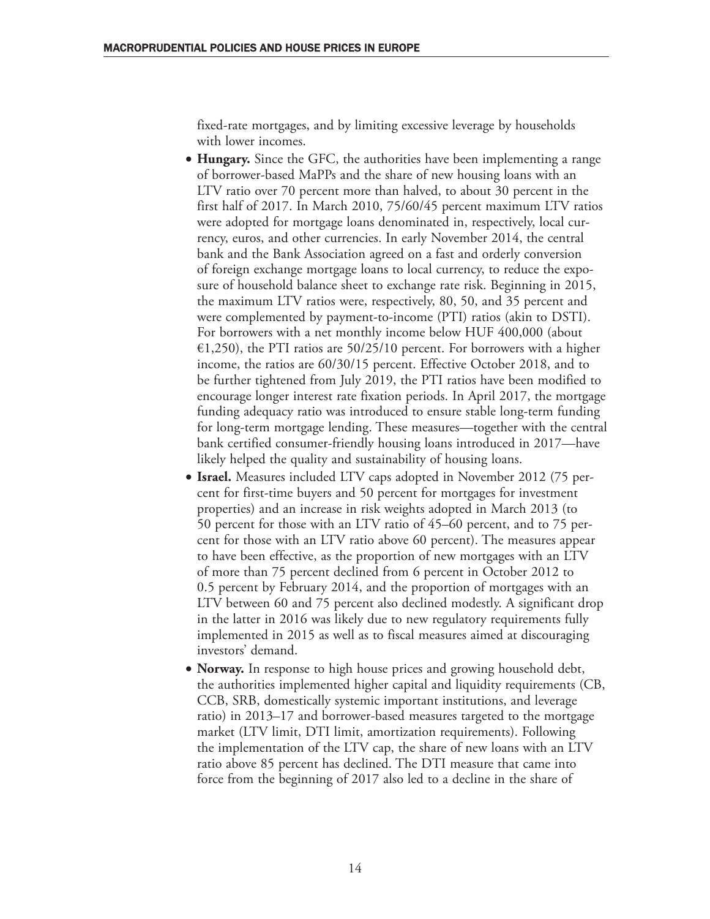fixed-rate mortgages, and by limiting excessive leverage by households with lower incomes.

- **Hungary.** Since the GFC, the authorities have been implementing a range of borrower-based MaPPs and the share of new housing loans with an LTV ratio over 70 percent more than halved, to about 30 percent in the first half of 2017. In March 2010, 75/60/45 percent maximum LTV ratios were adopted for mortgage loans denominated in, respectively, local currency, euros, and other currencies. In early November 2014, the central bank and the Bank Association agreed on a fast and orderly conversion of foreign exchange mortgage loans to local currency, to reduce the exposure of household balance sheet to exchange rate risk. Beginning in 2015, the maximum LTV ratios were, respectively, 80, 50, and 35 percent and were complemented by payment-to-income (PTI) ratios (akin to DSTI). For borrowers with a net monthly income below HUF 400,000 (about €1,250), the PTI ratios are 50/25/10 percent. For borrowers with a higher income, the ratios are 60/30/15 percent. Effective October 2018, and to be further tightened from July 2019, the PTI ratios have been modified to encourage longer interest rate fixation periods. In April 2017, the mortgage funding adequacy ratio was introduced to ensure stable long-term funding for long-term mortgage lending. These measures—together with the central bank certified consumer-friendly housing loans introduced in 2017—have likely helped the quality and sustainability of housing loans.
- **Israel.** Measures included LTV caps adopted in November 2012 (75 percent for first-time buyers and 50 percent for mortgages for investment properties) and an increase in risk weights adopted in March 2013 (to 50 percent for those with an LTV ratio of 45–60 percent, and to 75 percent for those with an LTV ratio above 60 percent). The measures appear to have been effective, as the proportion of new mortgages with an LTV of more than 75 percent declined from 6 percent in October 2012 to 0.5 percent by February 2014, and the proportion of mortgages with an LTV between 60 and 75 percent also declined modestly. A significant drop in the latter in 2016 was likely due to new regulatory requirements fully implemented in 2015 as well as to fiscal measures aimed at discouraging investors' demand.
- **Norway.** In response to high house prices and growing household debt, the authorities implemented higher capital and liquidity requirements (CB, CCB, SRB, domestically systemic important institutions, and leverage ratio) in 2013–17 and borrower-based measures targeted to the mortgage market (LTV limit, DTI limit, amortization requirements). Following the implementation of the LTV cap, the share of new loans with an LTV ratio above 85 percent has declined. The DTI measure that came into force from the beginning of 2017 also led to a decline in the share of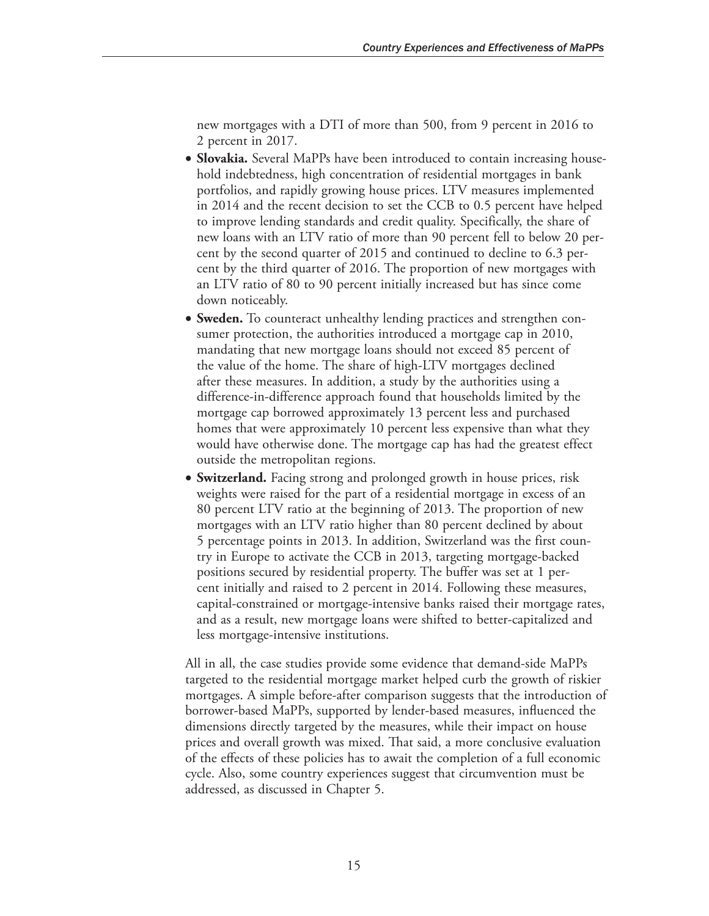new mortgages with a DTI of more than 500, from 9 percent in 2016 to 2 percent in 2017.

- **Slovakia.** Several MaPPs have been introduced to contain increasing household indebtedness, high concentration of residential mortgages in bank portfolios, and rapidly growing house prices. LTV measures implemented in 2014 and the recent decision to set the CCB to 0.5 percent have helped to improve lending standards and credit quality. Specifically, the share of new loans with an LTV ratio of more than 90 percent fell to below 20 percent by the second quarter of 2015 and continued to decline to 6.3 percent by the third quarter of 2016. The proportion of new mortgages with an LTV ratio of 80 to 90 percent initially increased but has since come down noticeably.
- **Sweden.** To counteract unhealthy lending practices and strengthen consumer protection, the authorities introduced a mortgage cap in 2010, mandating that new mortgage loans should not exceed 85 percent of the value of the home. The share of high-LTV mortgages declined after these measures. In addition, a study by the authorities using a difference-in-difference approach found that households limited by the mortgage cap borrowed approximately 13 percent less and purchased homes that were approximately 10 percent less expensive than what they would have otherwise done. The mortgage cap has had the greatest effect outside the metropolitan regions.
- **Switzerland.** Facing strong and prolonged growth in house prices, risk weights were raised for the part of a residential mortgage in excess of an 80 percent LTV ratio at the beginning of 2013. The proportion of new mortgages with an LTV ratio higher than 80 percent declined by about 5 percentage points in 2013. In addition, Switzerland was the first country in Europe to activate the CCB in 2013, targeting mortgage-backed positions secured by residential property. The buffer was set at 1 percent initially and raised to 2 percent in 2014. Following these measures, capital-constrained or mortgage-intensive banks raised their mortgage rates, and as a result, new mortgage loans were shifted to better-capitalized and less mortgage-intensive institutions.

All in all, the case studies provide some evidence that demand-side MaPPs targeted to the residential mortgage market helped curb the growth of riskier mortgages. A simple before-after comparison suggests that the introduction of borrower-based MaPPs, supported by lender-based measures, influenced the dimensions directly targeted by the measures, while their impact on house prices and overall growth was mixed. That said, a more conclusive evaluation of the effects of these policies has to await the completion of a full economic cycle. Also, some country experiences suggest that circumvention must be addressed, as discussed in Chapter 5.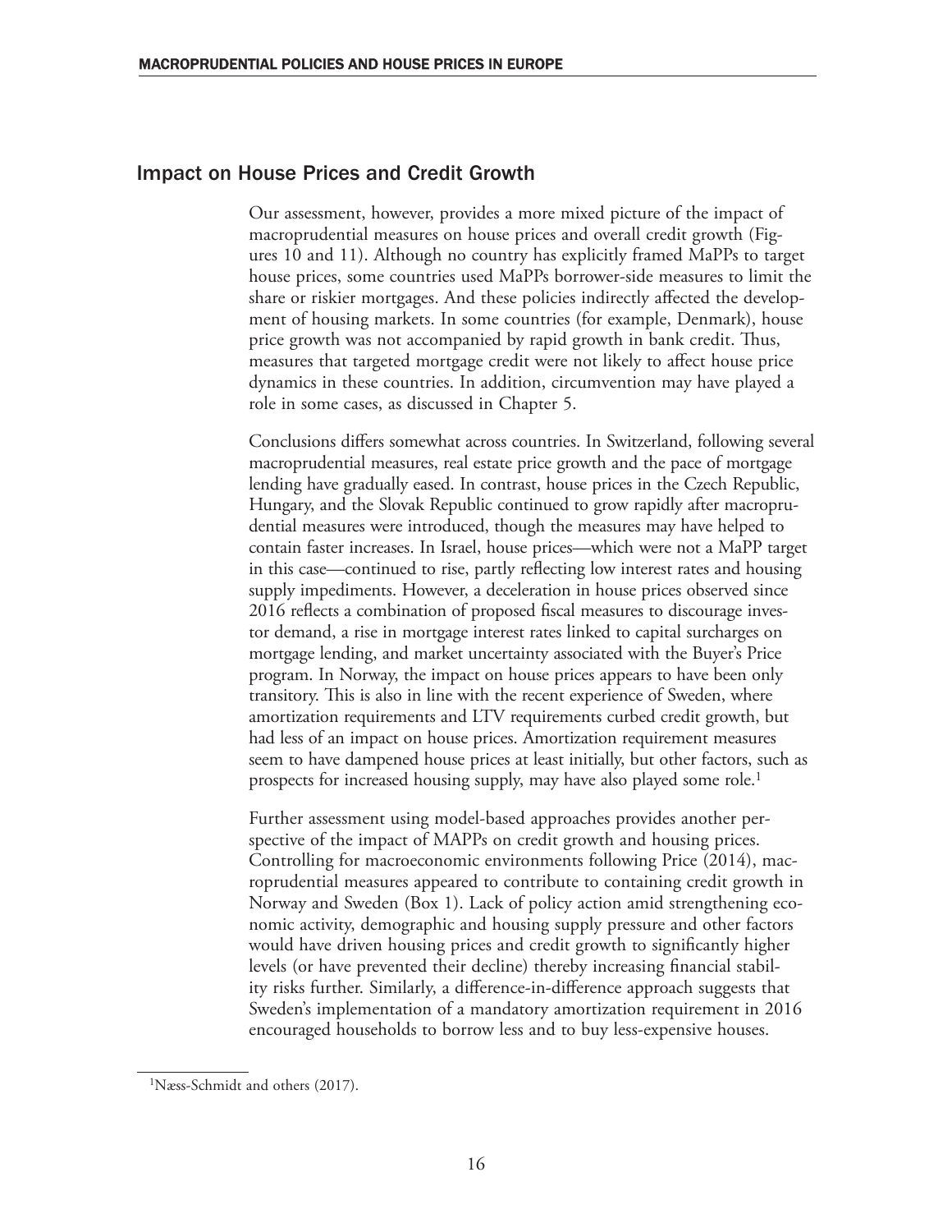## Impact on House Prices and Credit Growth

Our assessment, however, provides a more mixed picture of the impact of macroprudential measures on house prices and overall credit growth (Figures 10 and 11). Although no country has explicitly framed MaPPs to target house prices, some countries used MaPPs borrower-side measures to limit the share or riskier mortgages. And these policies indirectly affected the development of housing markets. In some countries (for example, Denmark), house price growth was not accompanied by rapid growth in bank credit. Thus, measures that targeted mortgage credit were not likely to affect house price dynamics in these countries. In addition, circumvention may have played a role in some cases, as discussed in Chapter 5.

Conclusions differs somewhat across countries. In Switzerland, following several macroprudential measures, real estate price growth and the pace of mortgage lending have gradually eased. In contrast, house prices in the Czech Republic, Hungary, and the Slovak Republic continued to grow rapidly after macroprudential measures were introduced, though the measures may have helped to contain faster increases. In Israel, house prices—which were not a MaPP target in this case—continued to rise, partly reflecting low interest rates and housing supply impediments. However, a deceleration in house prices observed since 2016 reflects a combination of proposed fiscal measures to discourage investor demand, a rise in mortgage interest rates linked to capital surcharges on mortgage lending, and market uncertainty associated with the Buyer's Price program. In Norway, the impact on house prices appears to have been only transitory. This is also in line with the recent experience of Sweden, where amortization requirements and LTV requirements curbed credit growth, but had less of an impact on house prices. Amortization requirement measures seem to have dampened house prices at least initially, but other factors, such as prospects for increased housing supply, may have also played some role.[1]

Further assessment using model-based approaches provides another perspective of the impact of MAPPs on credit growth and housing prices. Controlling for macroeconomic environments following Price (2014), macroprudential measures appeared to contribute to containing credit growth in Norway and Sweden (Box 1). Lack of policy action amid strengthening economic activity, demographic and housing supply pressure and other factors would have driven housing prices and credit growth to significantly higher levels (or have prevented their decline) thereby increasing financial stability risks further. Similarly, a difference-in-difference approach suggests that Sweden's implementation of a mandatory amortization requirement in 2016 encouraged households to borrow less and to buy less-expensive houses.

[1] Næss-Schmidt and others (2017).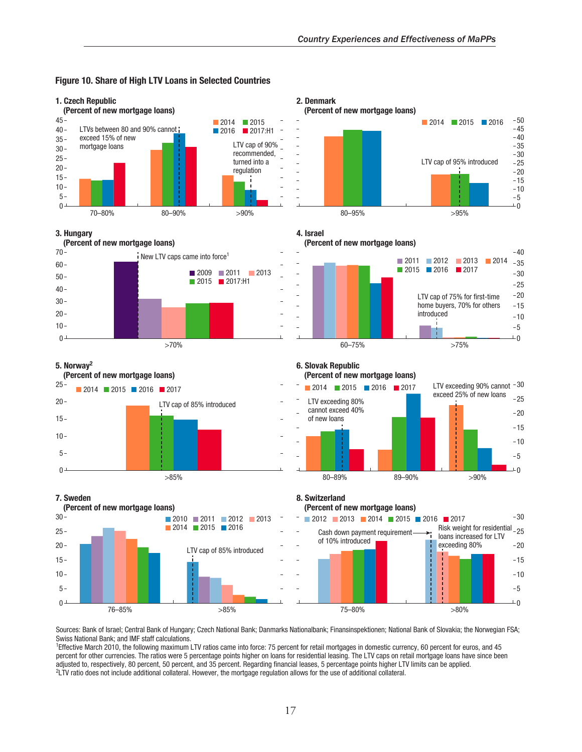**Figure 10. Share of High LTV Loans in Selected Countries**

**1. Czech Republic**
**(Percent of new mortgage loans)**

LTVs between 80 and 90% cannot exceed 15% of new mortgage loans

LTV cap of 90% recommended, turned into a regulation

2014 | 2015 | 2016 | 2017:H1

70–80% | 80–90% | >90%

**2. Denmark**
**(Percent of new mortgage loans)**

2014 | 2015 | 2016

LTV cap of 95% introduced

80–95% | >95%

**3. Hungary**
**(Percent of new mortgage loans)**

New LTV caps came into force[1]

2009 | 2011 | 2013 | 2015 | 2017:H1

>70%

**4. Israel**
**(Percent of new mortgage loans)**

2011 | 2012 | 2013 | 2014 | 2015 | 2016 | 2017

LTV cap of 75% for first-time home buyers, 70% for others introduced

60–75% | >75%

**5. Norway[2]**
**(Percent of new mortgage loans)**

2014 | 2015 | 2016 | 2017

LTV cap of 85% introduced

>85%

**6. Slovak Republic**
**(Percent of new mortgage loans)**

2014 | 2015 | 2016 | 2017

LTV exceeding 80% cannot exceed 40% of new loans

LTV exceeding 90% cannot exceed 25% of new loans

80–89% | 89–90% | >90%

**7. Sweden**
**(Percent of new mortgage loans)**

2010 | 2011 | 2012 | 2013 | 2014 | 2015 | 2016

LTV cap of 85% introduced

76–85% | >85%

**8. Switzerland**
**(Percent of new mortgage loans)**

2012 | 2013 | 2014 | 2015 | 2016 | 2017

Cash down payment requirement of 10% introduced

Risk weight for residential loans increased for LTV exceeding 80%

75–80% | >80%

Sources: Bank of Israel; Central Bank of Hungary; Czech National Bank; Danmarks Nationalbank; Finansinspektionen; National Bank of Slovakia; the Norwegian FSA; Swiss National Bank; and IMF staff calculations.

[1]Effective March 2010, the following maximum LTV ratios came into force: 75 percent for retail mortgages in domestic currency, 60 percent for euros, and 45 percent for other currencies. The ratios were 5 percentage points higher on loans for residential leasing. The LTV caps on retail mortgage loans have since been adjusted to, respectively, 80 percent, 50 percent, and 35 percent. Regarding financial leases, 5 percentage points higher LTV limits can be applied.

[2]LTV ratio does not include additional collateral. However, the mortgage regulation allows for the use of additional collateral.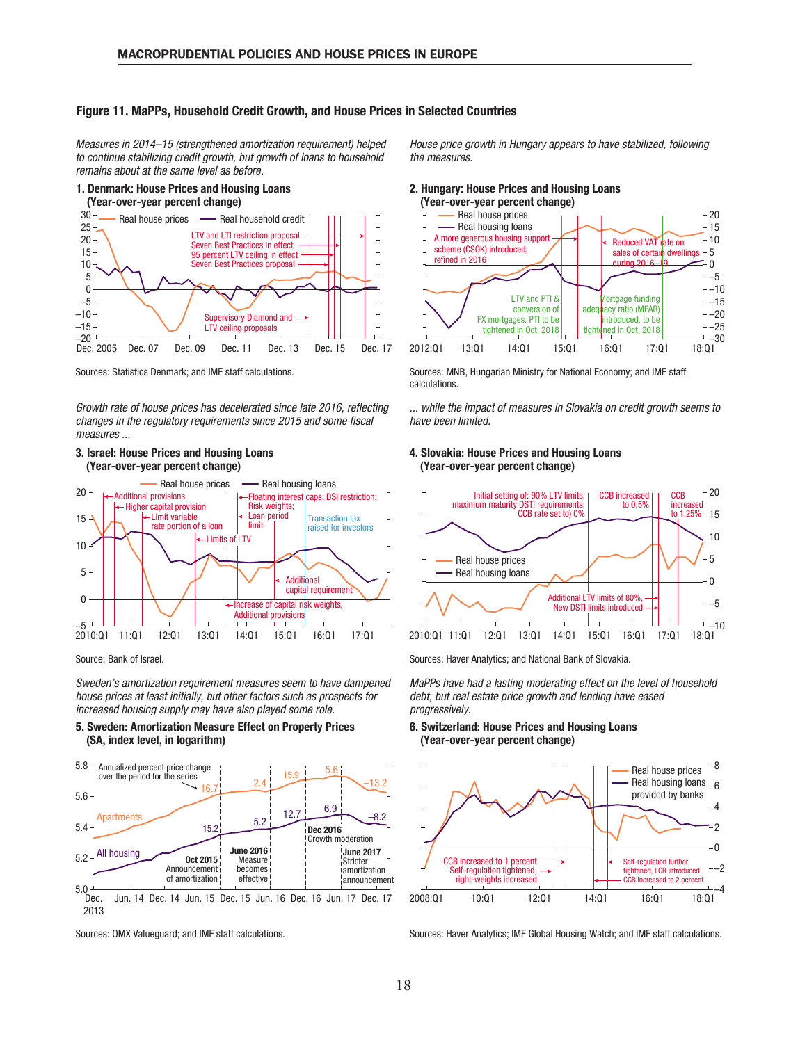## Figure 11. MaPPs, Household Credit Growth, and House Prices in Selected Countries

*Measures in 2014–15 (strengthened amortization requirement) helped to continue stabilizing credit growth, but growth of loans to household remains about at the same level as before.*

**1. Denmark: House Prices and Housing Loans (Year-over-year percent change)**

Real house prices — Real household credit

LTV and LTI restriction proposal
Seven Best Practices in effect
95 percent LTV ceiling in effect
Seven Best Practices proposal
Supervisory Diamond and LTV ceiling proposals

Sources: Statistics Denmark; and IMF staff calculations.

*House price growth in Hungary appears to have stabilized, following the measures.*

**2. Hungary: House Prices and Housing Loans (Year-over-year percent change)**

Real house prices — Real housing loans

A more generous housing support scheme (CSOK) introduced, refined in 2016
Reduced VAT rate on sales of certain dwellings during 2016–19
LTV and PTI & conversion of FX mortgages. PTI to be tightened in Oct. 2018
Mortgage funding adequacy ratio (MFAR) introduced, to be tightened in Oct. 2018

Sources: MNB, Hungarian Ministry for National Economy; and IMF staff calculations.

*Growth rate of house prices has decelerated since late 2016, reflecting changes in the regulatory requirements since 2015 and some fiscal measures ...*

**3. Israel: House Prices and Housing Loans (Year-over-year percent change)**

Real house prices — Real housing loans

Additional provisions
Higher capital provision
Limit variable rate portion of a loan
Limits of LTV
Floating interest caps; DSI restriction; Risk weights; Loan period limit
Transaction tax raised for investors
Additional capital requirement
Increase of capital risk weights, Additional provisions

Source: Bank of Israel.

*... while the impact of measures in Slovakia on credit growth seems to have limited.*

**4. Slovakia: House Prices and Housing Loans (Year-over-year percent change)**

Real house prices — Real housing loans

Initial setting of: 90% LTV limits, maximum maturity DSTI requirements, CCB rate set to) 0%
CCB increased to 0.5%
CCB increased to 1.25%
Additional LTV limits of 80%, New DSTI limits introduced

Sources: Haver Analytics; and National Bank of Slovakia.

*Sweden's amortization requirement measures seem to have dampened house prices at least initially, but other factors such as prospects for increased housing supply may have also played some role.*

**5. Sweden: Amortization Measure Effect on Property Prices (SA, index level, in logarithm)**

Annualized percent price change over the period for the series

Apartments: 16.7, 2.4, 15.9, 5.6, –13.2
All housing: 15.2, 5.2, 12.7, 6.9, –8.2

Oct 2015 Announcement of amortization
June 2016 Measure becomes effective
Dec 2016 Growth moderation
June 2017 Stricter amortization announcement

Sources: OMX Valueguard; and IMF staff calculations.

*MaPPs have had a lasting moderating effect on the level of household debt, but real estate price growth and lending have eased progressively.*

**6. Switzerland: House Prices and Housing Loans (Year-over-year percent change)**

Real house prices — Real housing loans provided by banks

CCB increased to 1 percent
Self-regulation tightened, right-weights increased
Self-regulation further tightened, LCR introduced
CCB increased to 2 percent

Sources: Haver Analytics; IMF Global Housing Watch; and IMF staff calculations.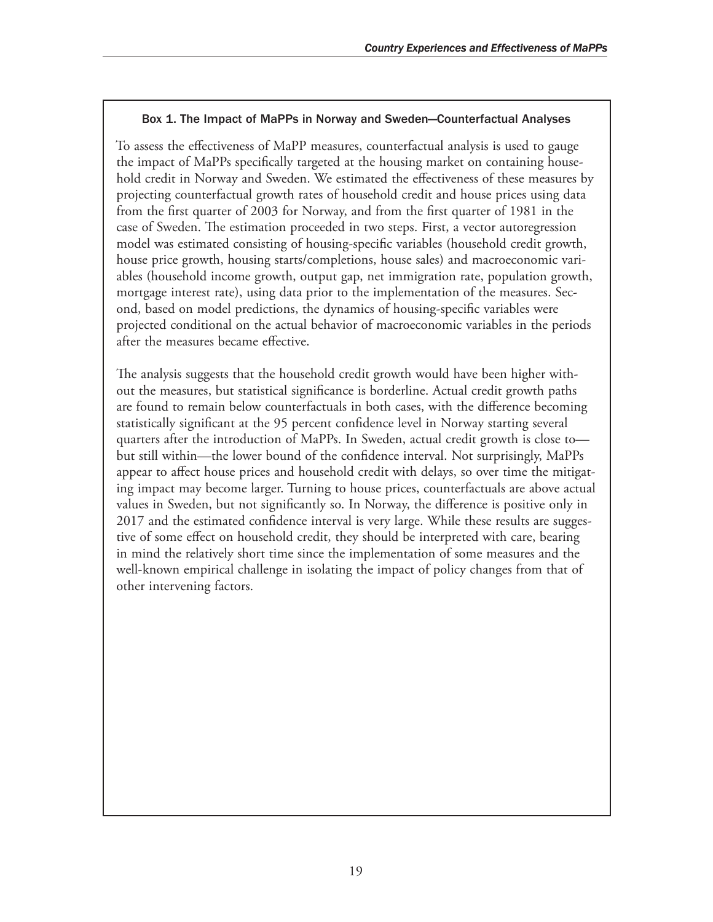### Box 1. The Impact of MaPPs in Norway and Sweden—Counterfactual Analyses

To assess the effectiveness of MaPP measures, counterfactual analysis is used to gauge the impact of MaPPs specifically targeted at the housing market on containing household credit in Norway and Sweden. We estimated the effectiveness of these measures by projecting counterfactual growth rates of household credit and house prices using data from the first quarter of 2003 for Norway, and from the first quarter of 1981 in the case of Sweden. The estimation proceeded in two steps. First, a vector autoregression model was estimated consisting of housing-specific variables (household credit growth, house price growth, housing starts/completions, house sales) and macroeconomic variables (household income growth, output gap, net immigration rate, population growth, mortgage interest rate), using data prior to the implementation of the measures. Second, based on model predictions, the dynamics of housing-specific variables were projected conditional on the actual behavior of macroeconomic variables in the periods after the measures became effective.

The analysis suggests that the household credit growth would have been higher without the measures, but statistical significance is borderline. Actual credit growth paths are found to remain below counterfactuals in both cases, with the difference becoming statistically significant at the 95 percent confidence level in Norway starting several quarters after the introduction of MaPPs. In Sweden, actual credit growth is close to—but still within—the lower bound of the confidence interval. Not surprisingly, MaPPs appear to affect house prices and household credit with delays, so over time the mitigating impact may become larger. Turning to house prices, counterfactuals are above actual values in Sweden, but not significantly so. In Norway, the difference is positive only in 2017 and the estimated confidence interval is very large. While these results are suggestive of some effect on household credit, they should be interpreted with care, bearing in mind the relatively short time since the implementation of some measures and the well-known empirical challenge in isolating the impact of policy changes from that of other intervening factors.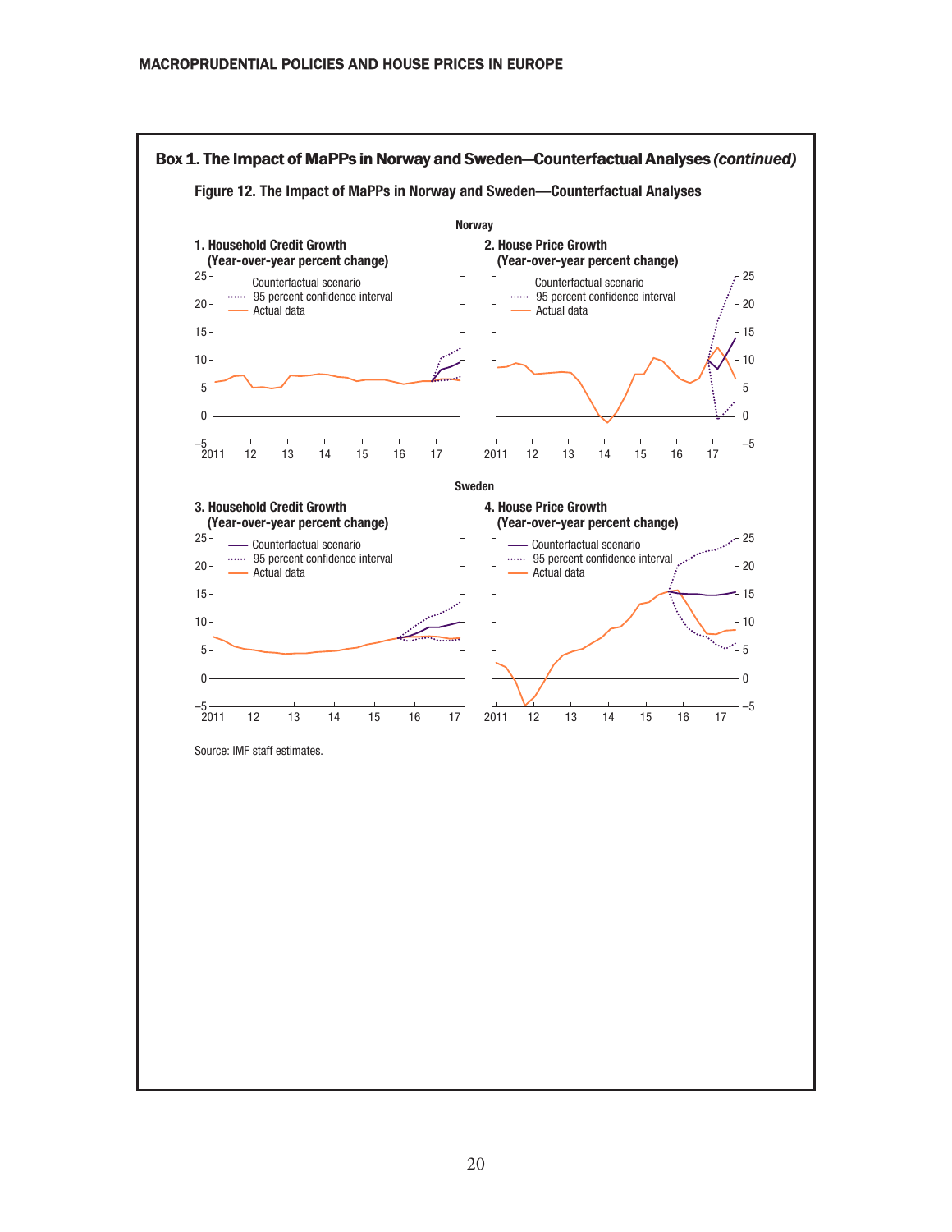## Box 1. The Impact of MaPPs in Norway and Sweden—Counterfactual Analyses *(continued)*

### Figure 12. The Impact of MaPPs in Norway and Sweden—Counterfactual Analyses

**Norway**

**1. Household Credit Growth (Year-over-year percent change)**

**2. House Price Growth (Year-over-year percent change)**

**Sweden**

**3. Household Credit Growth (Year-over-year percent change)**

**4. House Price Growth (Year-over-year percent change)**

Source: IMF staff estimates.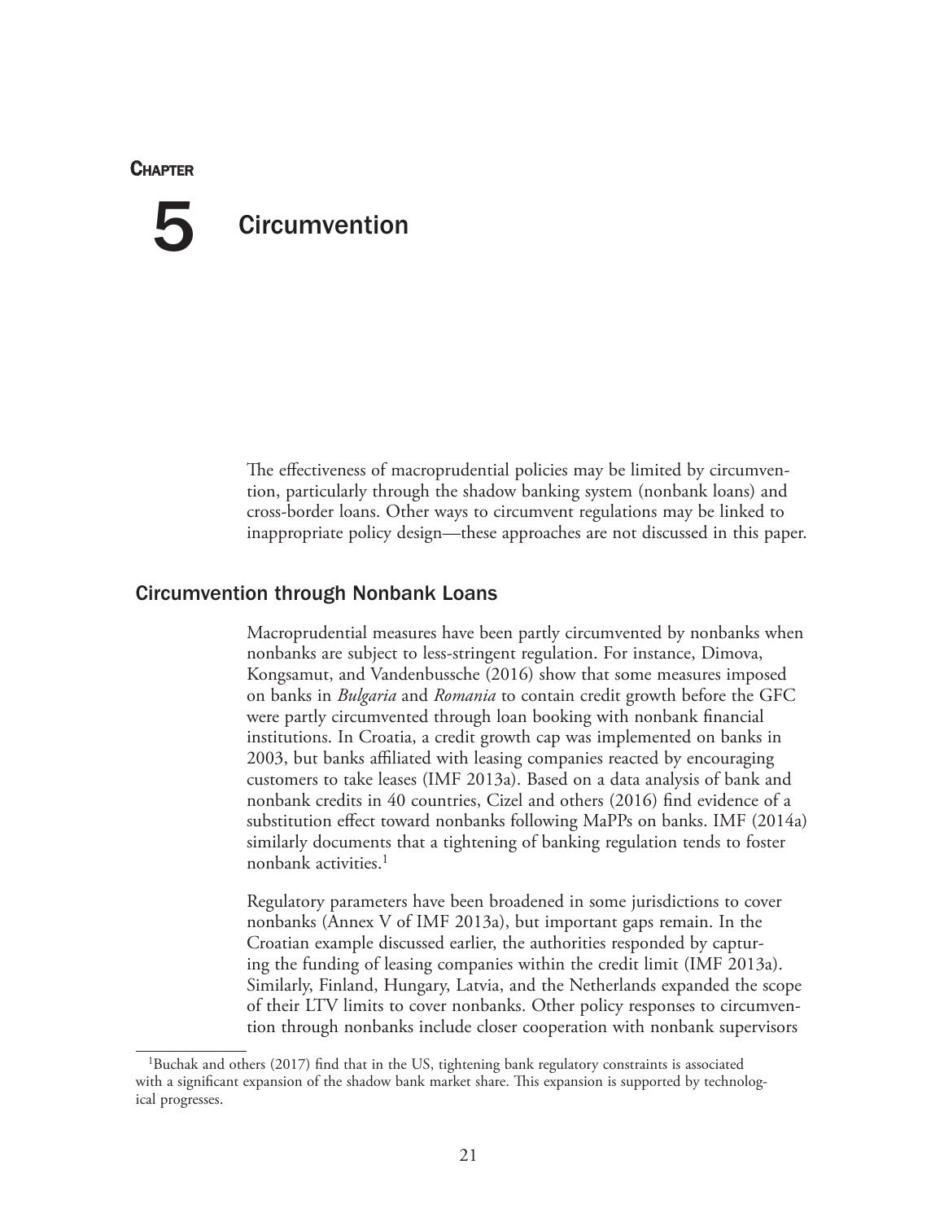# Chapter 5 Circumvention

The effectiveness of macroprudential policies may be limited by circumvention, particularly through the shadow banking system (nonbank loans) and cross-border loans. Other ways to circumvent regulations may be linked to inappropriate policy design—these approaches are not discussed in this paper.

## Circumvention through Nonbank Loans

Macroprudential measures have been partly circumvented by nonbanks when nonbanks are subject to less-stringent regulation. For instance, Dimova, Kongsamut, and Vandenbussche (2016) show that some measures imposed on banks in *Bulgaria* and *Romania* to contain credit growth before the GFC were partly circumvented through loan booking with nonbank financial institutions. In Croatia, a credit growth cap was implemented on banks in 2003, but banks affiliated with leasing companies reacted by encouraging customers to take leases (IMF 2013a). Based on a data analysis of bank and nonbank credits in 40 countries, Cizel and others (2016) find evidence of a substitution effect toward nonbanks following MaPPs on banks. IMF (2014a) similarly documents that a tightening of banking regulation tends to foster nonbank activities.[1]

Regulatory parameters have been broadened in some jurisdictions to cover nonbanks (Annex V of IMF 2013a), but important gaps remain. In the Croatian example discussed earlier, the authorities responded by capturing the funding of leasing companies within the credit limit (IMF 2013a). Similarly, Finland, Hungary, Latvia, and the Netherlands expanded the scope of their LTV limits to cover nonbanks. Other policy responses to circumvention through nonbanks include closer cooperation with nonbank supervisors

[1]Buchak and others (2017) find that in the US, tightening bank regulatory constraints is associated with a significant expansion of the shadow bank market share. This expansion is supported by technological progresses.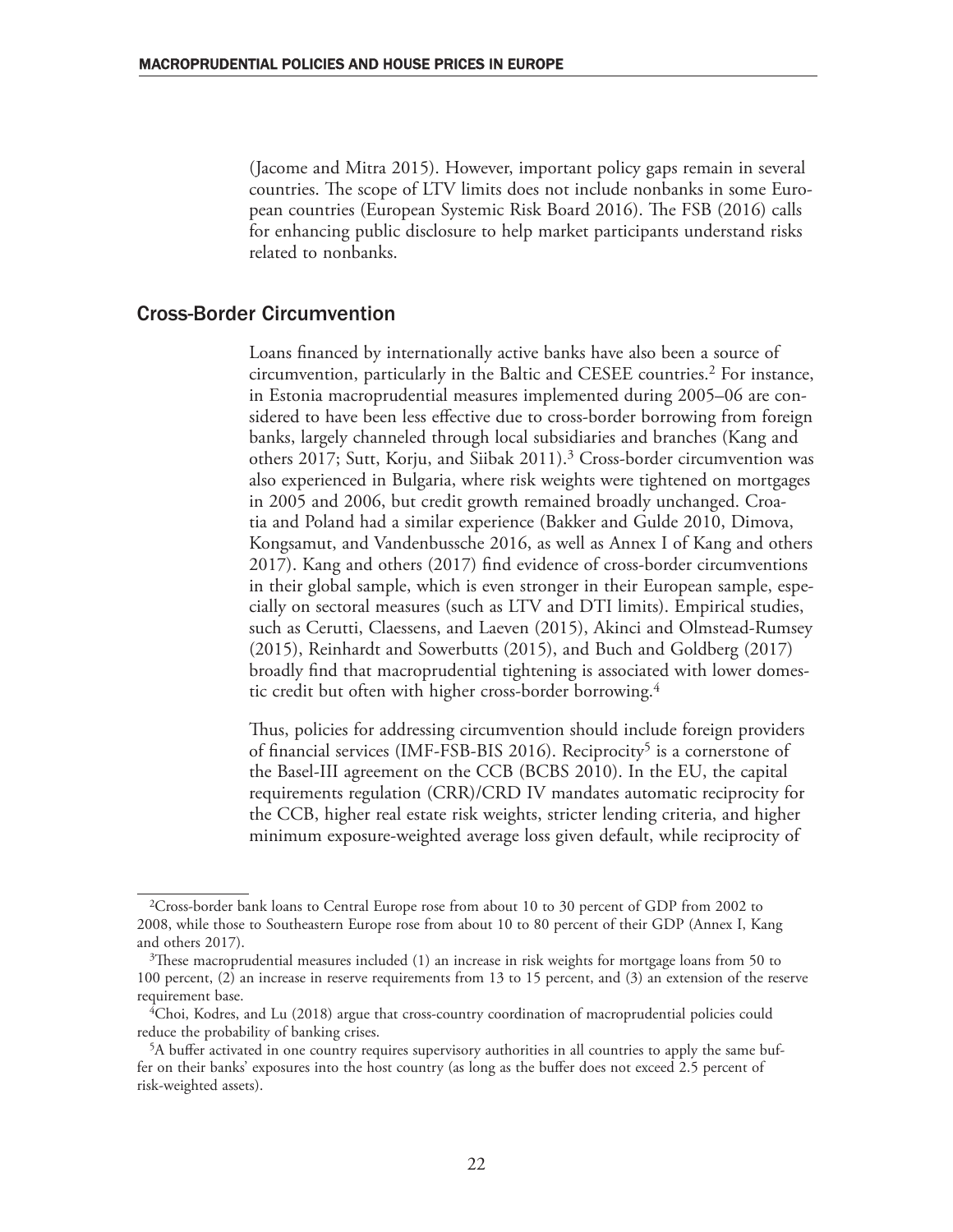(Jacome and Mitra 2015). However, important policy gaps remain in several countries. The scope of LTV limits does not include nonbanks in some European countries (European Systemic Risk Board 2016). The FSB (2016) calls for enhancing public disclosure to help market participants understand risks related to nonbanks.

## Cross-Border Circumvention

Loans financed by internationally active banks have also been a source of circumvention, particularly in the Baltic and CESEE countries.[2] For instance, in Estonia macroprudential measures implemented during 2005–06 are considered to have been less effective due to cross-border borrowing from foreign banks, largely channeled through local subsidiaries and branches (Kang and others 2017; Sutt, Korju, and Siibak 2011).[3] Cross-border circumvention was also experienced in Bulgaria, where risk weights were tightened on mortgages in 2005 and 2006, but credit growth remained broadly unchanged. Croatia and Poland had a similar experience (Bakker and Gulde 2010, Dimova, Kongsamut, and Vandenbussche 2016, as well as Annex I of Kang and others 2017). Kang and others (2017) find evidence of cross-border circumventions in their global sample, which is even stronger in their European sample, especially on sectoral measures (such as LTV and DTI limits). Empirical studies, such as Cerutti, Claessens, and Laeven (2015), Akinci and Olmstead-Rumsey (2015), Reinhardt and Sowerbutts (2015), and Buch and Goldberg (2017) broadly find that macroprudential tightening is associated with lower domestic credit but often with higher cross-border borrowing.[4]

Thus, policies for addressing circumvention should include foreign providers of financial services (IMF-FSB-BIS 2016). Reciprocity[5] is a cornerstone of the Basel-III agreement on the CCB (BCBS 2010). In the EU, the capital requirements regulation (CRR)/CRD IV mandates automatic reciprocity for the CCB, higher real estate risk weights, stricter lending criteria, and higher minimum exposure-weighted average loss given default, while reciprocity of

---

[2] Cross-border bank loans to Central Europe rose from about 10 to 30 percent of GDP from 2002 to 2008, while those to Southeastern Europe rose from about 10 to 80 percent of their GDP (Annex I, Kang and others 2017).

[3] These macroprudential measures included (1) an increase in risk weights for mortgage loans from 50 to 100 percent, (2) an increase in reserve requirements from 13 to 15 percent, and (3) an extension of the reserve requirement base.

[4] Choi, Kodres, and Lu (2018) argue that cross-country coordination of macroprudential policies could reduce the probability of banking crises.

[5] A buffer activated in one country requires supervisory authorities in all countries to apply the same buffer on their banks' exposures into the host country (as long as the buffer does not exceed 2.5 percent of risk-weighted assets).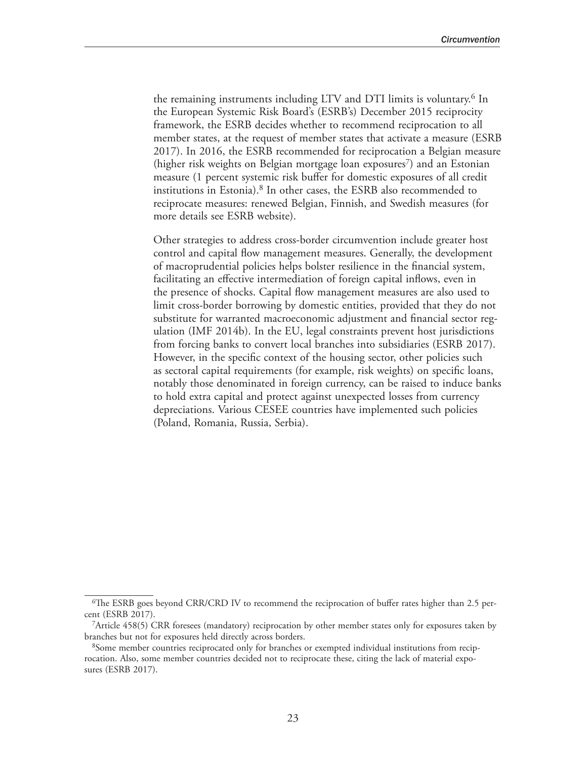the remaining instruments including LTV and DTI limits is voluntary.[6] In the European Systemic Risk Board's (ESRB's) December 2015 reciprocity framework, the ESRB decides whether to recommend reciprocation to all member states, at the request of member states that activate a measure (ESRB 2017). In 2016, the ESRB recommended for reciprocation a Belgian measure (higher risk weights on Belgian mortgage loan exposures[7]) and an Estonian measure (1 percent systemic risk buffer for domestic exposures of all credit institutions in Estonia).[8] In other cases, the ESRB also recommended to reciprocate measures: renewed Belgian, Finnish, and Swedish measures (for more details see ESRB website).

Other strategies to address cross-border circumvention include greater host control and capital flow management measures. Generally, the development of macroprudential policies helps bolster resilience in the financial system, facilitating an effective intermediation of foreign capital inflows, even in the presence of shocks. Capital flow management measures are also used to limit cross-border borrowing by domestic entities, provided that they do not substitute for warranted macroeconomic adjustment and financial sector regulation (IMF 2014b). In the EU, legal constraints prevent host jurisdictions from forcing banks to convert local branches into subsidiaries (ESRB 2017). However, in the specific context of the housing sector, other policies such as sectoral capital requirements (for example, risk weights) on specific loans, notably those denominated in foreign currency, can be raised to induce banks to hold extra capital and protect against unexpected losses from currency depreciations. Various CESEE countries have implemented such policies (Poland, Romania, Russia, Serbia).

---

[6]The ESRB goes beyond CRR/CRD IV to recommend the reciprocation of buffer rates higher than 2.5 percent (ESRB 2017).

[7]Article 458(5) CRR foresees (mandatory) reciprocation by other member states only for exposures taken by branches but not for exposures held directly across borders.

[8]Some member countries reciprocated only for branches or exempted individual institutions from reciprocation. Also, some member countries decided not to reciprocate these, citing the lack of material exposures (ESRB 2017).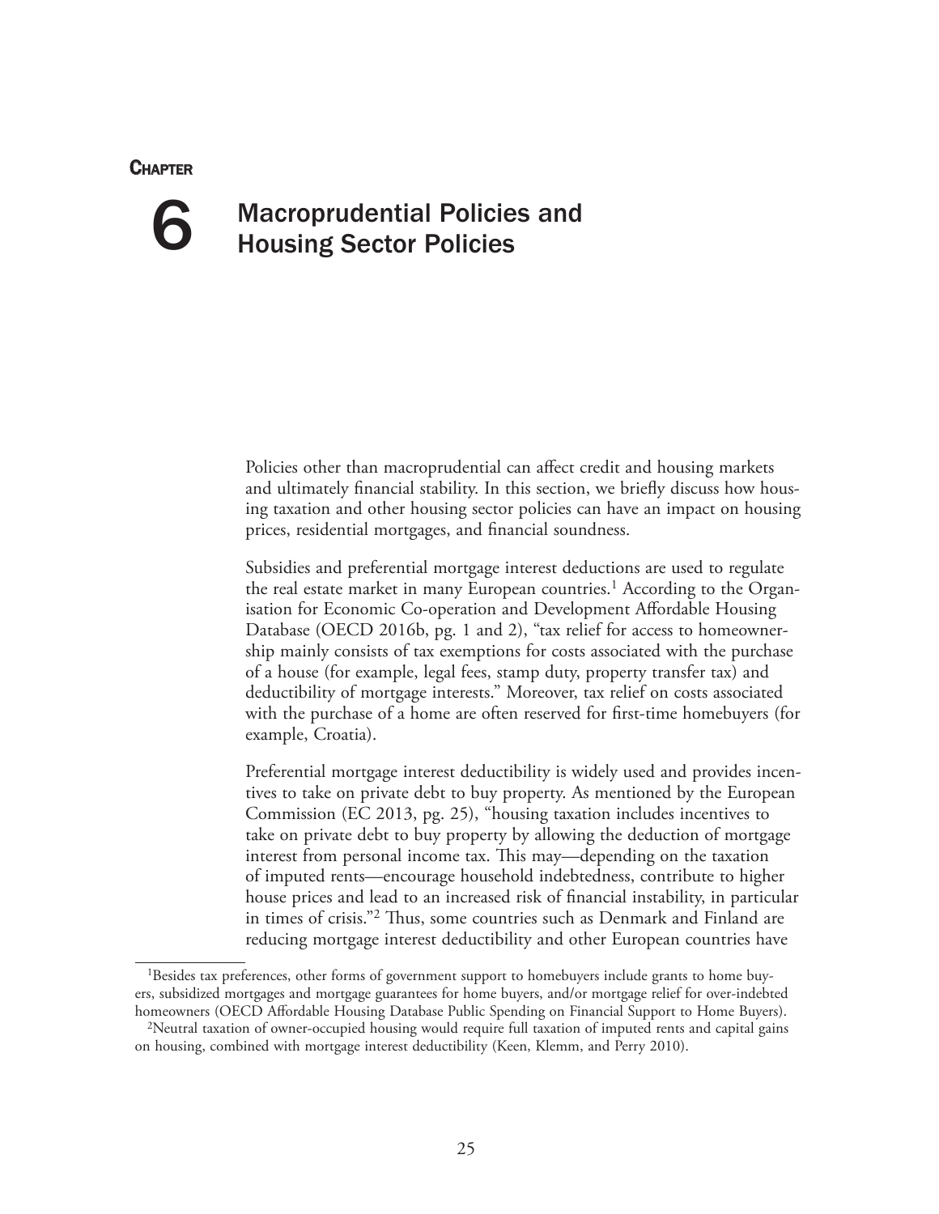# Chapter 6 Macroprudential Policies and Housing Sector Policies

Policies other than macroprudential can affect credit and housing markets and ultimately financial stability. In this section, we briefly discuss how housing taxation and other housing sector policies can have an impact on housing prices, residential mortgages, and financial soundness.

Subsidies and preferential mortgage interest deductions are used to regulate the real estate market in many European countries.[1] According to the Organisation for Economic Co-operation and Development Affordable Housing Database (OECD 2016b, pg. 1 and 2), "tax relief for access to homeownership mainly consists of tax exemptions for costs associated with the purchase of a house (for example, legal fees, stamp duty, property transfer tax) and deductibility of mortgage interests." Moreover, tax relief on costs associated with the purchase of a home are often reserved for first-time homebuyers (for example, Croatia).

Preferential mortgage interest deductibility is widely used and provides incentives to take on private debt to buy property. As mentioned by the European Commission (EC 2013, pg. 25), "housing taxation includes incentives to take on private debt to buy property by allowing the deduction of mortgage interest from personal income tax. This may—depending on the taxation of imputed rents—encourage household indebtedness, contribute to higher house prices and lead to an increased risk of financial instability, in particular in times of crisis."[2] Thus, some countries such as Denmark and Finland are reducing mortgage interest deductibility and other European countries have

[1]Besides tax preferences, other forms of government support to homebuyers include grants to home buyers, subsidized mortgages and mortgage guarantees for home buyers, and/or mortgage relief for over-indebted homeowners (OECD Affordable Housing Database Public Spending on Financial Support to Home Buyers).

[2]Neutral taxation of owner-occupied housing would require full taxation of imputed rents and capital gains on housing, combined with mortgage interest deductibility (Keen, Klemm, and Perry 2010).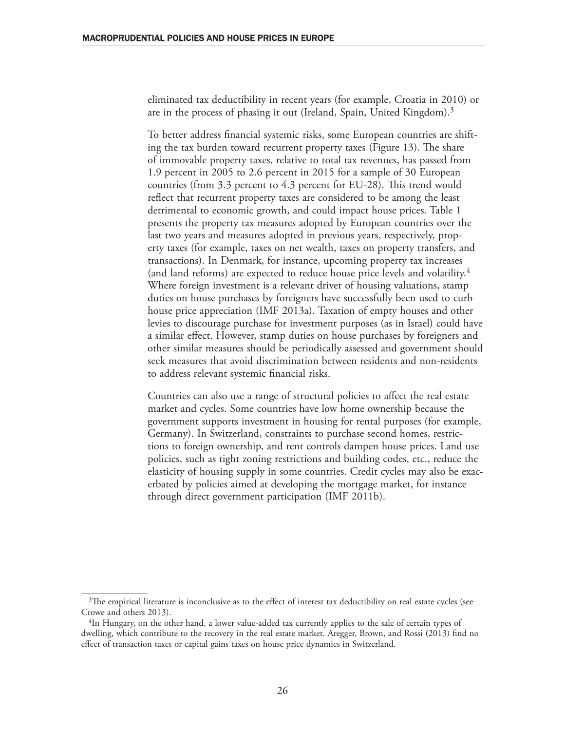eliminated tax deductibility in recent years (for example, Croatia in 2010) or are in the process of phasing it out (Ireland, Spain, United Kingdom).[3]

To better address financial systemic risks, some European countries are shifting the tax burden toward recurrent property taxes (Figure 13). The share of immovable property taxes, relative to total tax revenues, has passed from 1.9 percent in 2005 to 2.6 percent in 2015 for a sample of 30 European countries (from 3.3 percent to 4.3 percent for EU-28). This trend would reflect that recurrent property taxes are considered to be among the least detrimental to economic growth, and could impact house prices. Table 1 presents the property tax measures adopted by European countries over the last two years and measures adopted in previous years, respectively, property taxes (for example, taxes on net wealth, taxes on property transfers, and transactions). In Denmark, for instance, upcoming property tax increases (and land reforms) are expected to reduce house price levels and volatility.[4] Where foreign investment is a relevant driver of housing valuations, stamp duties on house purchases by foreigners have successfully been used to curb house price appreciation (IMF 2013a). Taxation of empty houses and other levies to discourage purchase for investment purposes (as in Israel) could have a similar effect. However, stamp duties on house purchases by foreigners and other similar measures should be periodically assessed and government should seek measures that avoid discrimination between residents and non-residents to address relevant systemic financial risks.

Countries can also use a range of structural policies to affect the real estate market and cycles. Some countries have low home ownership because the government supports investment in housing for rental purposes (for example, Germany). In Switzerland, constraints to purchase second homes, restrictions to foreign ownership, and rent controls dampen house prices. Land use policies, such as tight zoning restrictions and building codes, etc., reduce the elasticity of housing supply in some countries. Credit cycles may also be exacerbated by policies aimed at developing the mortgage market, for instance through direct government participation (IMF 2011b).

---

[3]The empirical literature is inconclusive as to the effect of interest tax deductibility on real estate cycles (see Crowe and others 2013).

[4]In Hungary, on the other hand, a lower value-added tax currently applies to the sale of certain types of dwelling, which contribute to the recovery in the real estate market. Aregger, Brown, and Rossi (2013) find no effect of transaction taxes or capital gains taxes on house price dynamics in Switzerland.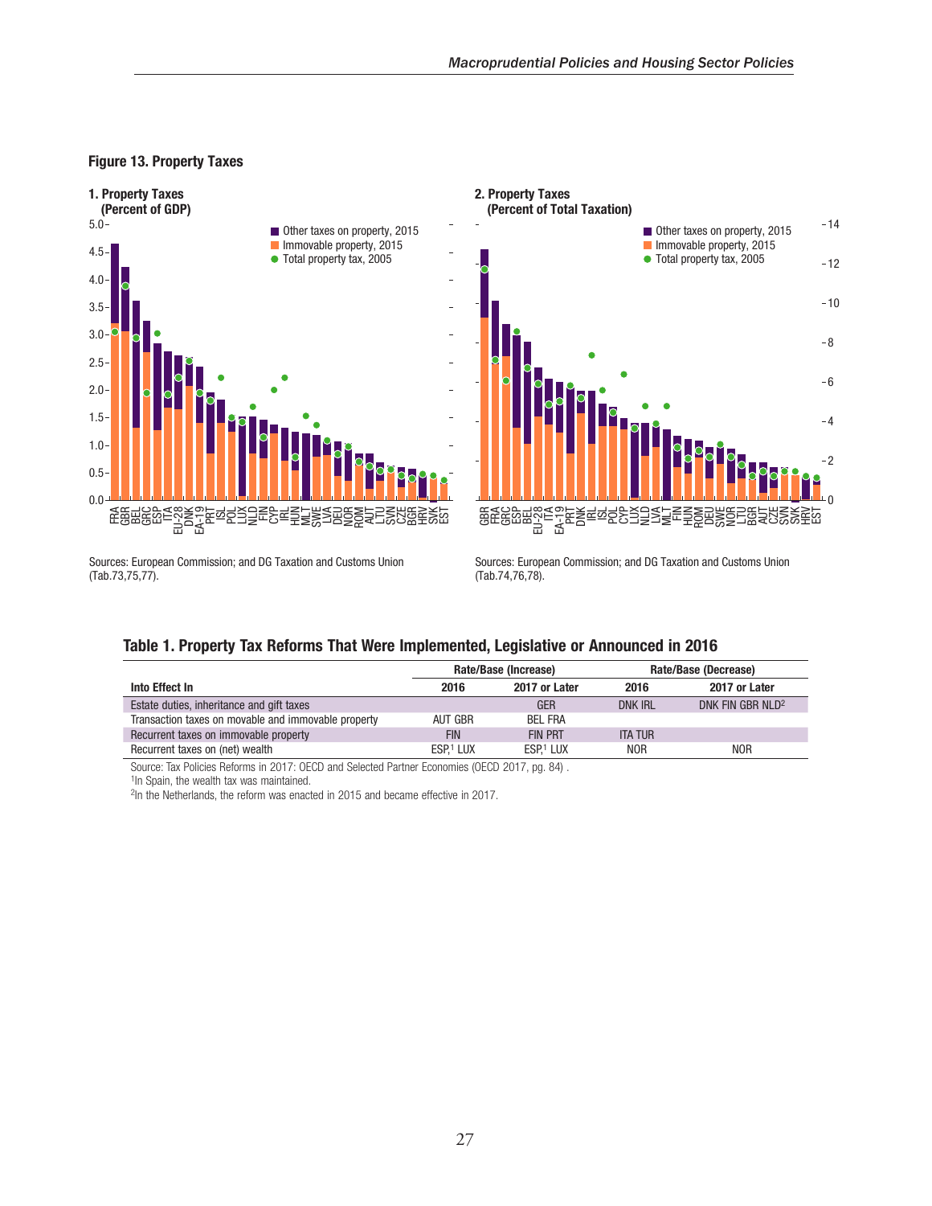**Figure 13. Property Taxes**

**1. Property Taxes (Percent of GDP)**

Other taxes on property, 2015
Immovable property, 2015
Total property tax, 2005

Sources: European Commission; and DG Taxation and Customs Union (Tab.73,75,77).

**2. Property Taxes (Percent of Total Taxation)**

Other taxes on property, 2015
Immovable property, 2015
Total property tax, 2005

Sources: European Commission; and DG Taxation and Customs Union (Tab.74,76,78).

## Table 1. Property Tax Reforms That Were Implemented, Legislative or Announced in 2016

| | Rate/Base (Increase) | | Rate/Base (Decrease) | |
|---|---|---|---|---|
| **Into Effect In** | **2016** | **2017 or Later** | **2016** | **2017 or Later** |
| Estate duties, inheritance and gift taxes | | GER | DNK IRL | DNK FIN GBR NLD[2] |
| Transaction taxes on movable and immovable property | AUT GBR | BEL FRA | | |
| Recurrent taxes on immovable property | FIN | FIN PRT | ITA TUR | |
| Recurrent taxes on (net) wealth | ESP,[1] LUX | ESP,[1] LUX | NOR | NOR |

Source: Tax Policies Reforms in 2017: OECD and Selected Partner Economies (OECD 2017, pg. 84) .

[1]In Spain, the wealth tax was maintained.

[2]In the Netherlands, the reform was enacted in 2015 and became effective in 2017.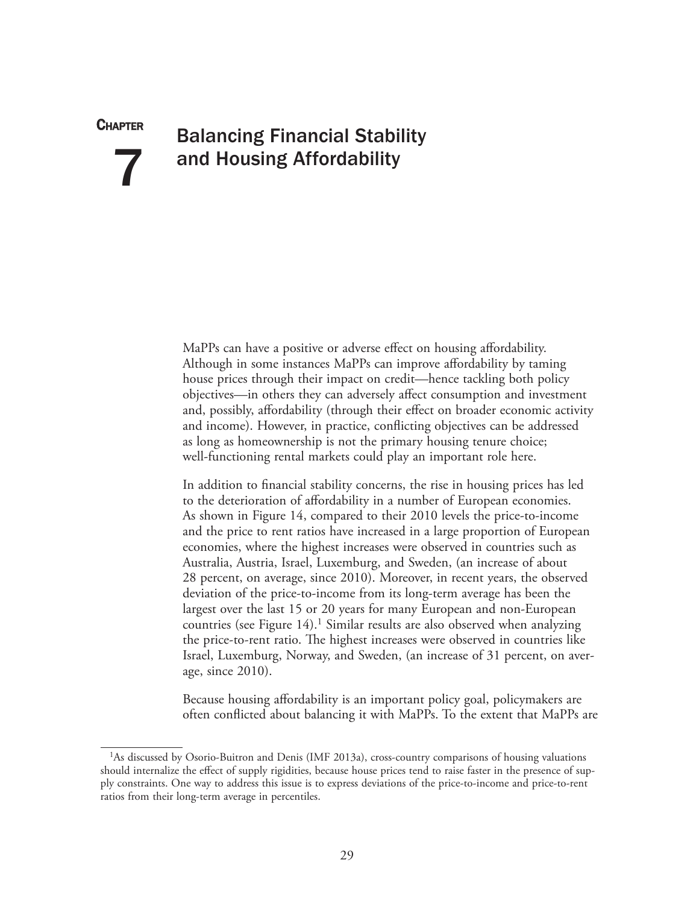# Chapter 7 Balancing Financial Stability and Housing Affordability

MaPPs can have a positive or adverse effect on housing affordability. Although in some instances MaPPs can improve affordability by taming house prices through their impact on credit—hence tackling both policy objectives—in others they can adversely affect consumption and investment and, possibly, affordability (through their effect on broader economic activity and income). However, in practice, conflicting objectives can be addressed as long as homeownership is not the primary housing tenure choice; well-functioning rental markets could play an important role here.

In addition to financial stability concerns, the rise in housing prices has led to the deterioration of affordability in a number of European economies. As shown in Figure 14, compared to their 2010 levels the price-to-income and the price to rent ratios have increased in a large proportion of European economies, where the highest increases were observed in countries such as Australia, Austria, Israel, Luxemburg, and Sweden, (an increase of about 28 percent, on average, since 2010). Moreover, in recent years, the observed deviation of the price-to-income from its long-term average has been the largest over the last 15 or 20 years for many European and non-European countries (see Figure 14).[1] Similar results are also observed when analyzing the price-to-rent ratio. The highest increases were observed in countries like Israel, Luxemburg, Norway, and Sweden, (an increase of 31 percent, on average, since 2010).

Because housing affordability is an important policy goal, policymakers are often conflicted about balancing it with MaPPs. To the extent that MaPPs are

[1]As discussed by Osorio-Buitron and Denis (IMF 2013a), cross-country comparisons of housing valuations should internalize the effect of supply rigidities, because house prices tend to raise faster in the presence of supply constraints. One way to address this issue is to express deviations of the price-to-income and price-to-rent ratios from their long-term average in percentiles.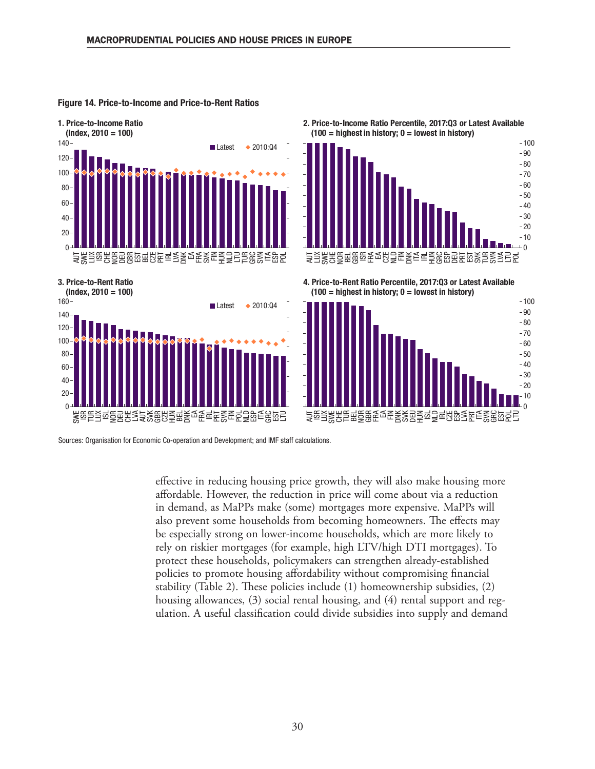**Figure 14. Price-to-Income and Price-to-Rent Ratios**

Sources: Organisation for Economic Co-operation and Development; and IMF staff calculations.

effective in reducing housing price growth, they will also make housing more affordable. However, the reduction in price will come about via a reduction in demand, as MaPPs make (some) mortgages more expensive. MaPPs will also prevent some households from becoming homeowners. The effects may be especially strong on lower-income households, which are more likely to rely on riskier mortgages (for example, high LTV/high DTI mortgages). To protect these households, policymakers can strengthen already-established policies to promote housing affordability without compromising financial stability (Table 2). These policies include (1) homeownership subsidies, (2) housing allowances, (3) social rental housing, and (4) rental support and regulation. A useful classification could divide subsidies into supply and demand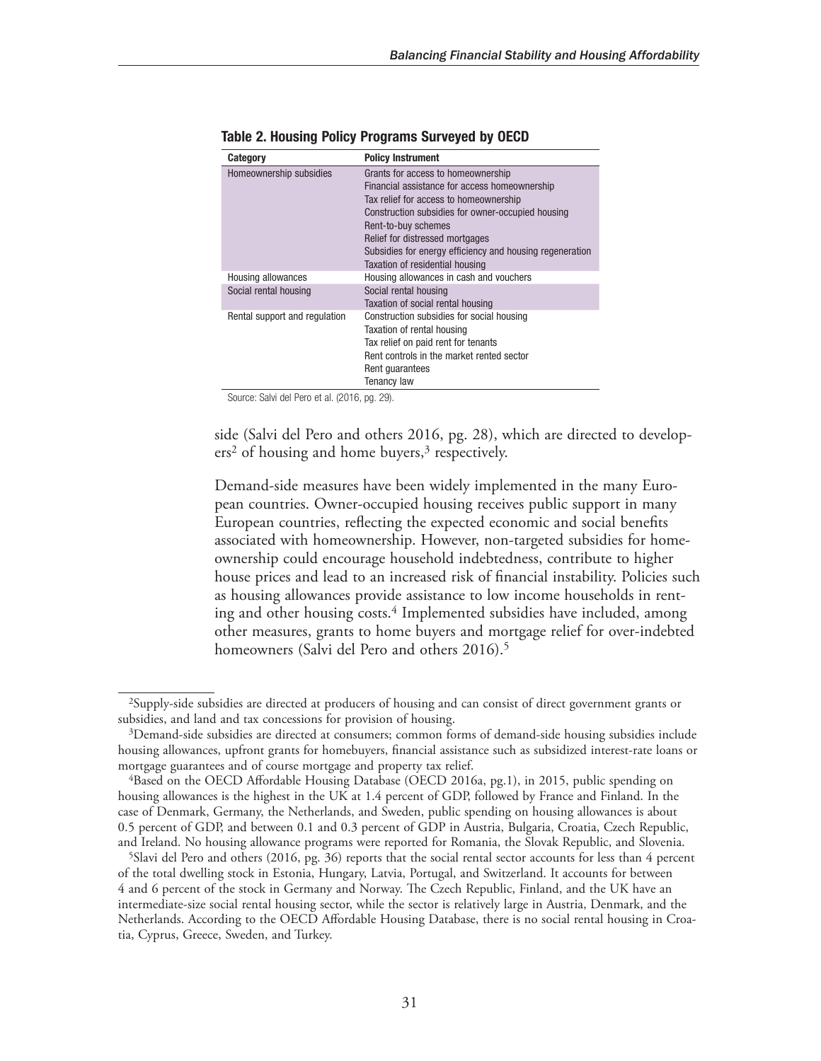**Table 2. Housing Policy Programs Surveyed by OECD**

| Category | Policy Instrument |
|---|---|
| Homeownership subsidies | Grants for access to homeownership<br>Financial assistance for access homeownership<br>Tax relief for access to homeownership<br>Construction subsidies for owner-occupied housing<br>Rent-to-buy schemes<br>Relief for distressed mortgages<br>Subsidies for energy efficiency and housing regeneration<br>Taxation of residential housing |
| Housing allowances | Housing allowances in cash and vouchers |
| Social rental housing | Social rental housing<br>Taxation of social rental housing |
| Rental support and regulation | Construction subsidies for social housing<br>Taxation of rental housing<br>Tax relief on paid rent for tenants<br>Rent controls in the market rented sector<br>Rent guarantees<br>Tenancy law |

Source: Salvi del Pero et al. (2016, pg. 29).

side (Salvi del Pero and others 2016, pg. 28), which are directed to developers[2] of housing and home buyers,[3] respectively.

Demand-side measures have been widely implemented in the many European countries. Owner-occupied housing receives public support in many European countries, reflecting the expected economic and social benefits associated with homeownership. However, non-targeted subsidies for homeownership could encourage household indebtedness, contribute to higher house prices and lead to an increased risk of financial instability. Policies such as housing allowances provide assistance to low income households in renting and other housing costs.[4] Implemented subsidies have included, among other measures, grants to home buyers and mortgage relief for over-indebted homeowners (Salvi del Pero and others 2016).[5]

---

[2]Supply-side subsidies are directed at producers of housing and can consist of direct government grants or subsidies, and land and tax concessions for provision of housing.

[3]Demand-side subsidies are directed at consumers; common forms of demand-side housing subsidies include housing allowances, upfront grants for homebuyers, financial assistance such as subsidized interest-rate loans or mortgage guarantees and of course mortgage and property tax relief.

[4]Based on the OECD Affordable Housing Database (OECD 2016a, pg.1), in 2015, public spending on housing allowances is the highest in the UK at 1.4 percent of GDP, followed by France and Finland. In the case of Denmark, Germany, the Netherlands, and Sweden, public spending on housing allowances is about 0.5 percent of GDP, and between 0.1 and 0.3 percent of GDP in Austria, Bulgaria, Croatia, Czech Republic, and Ireland. No housing allowance programs were reported for Romania, the Slovak Republic, and Slovenia.

[5]Slavi del Pero and others (2016, pg. 36) reports that the social rental sector accounts for less than 4 percent of the total dwelling stock in Estonia, Hungary, Latvia, Portugal, and Switzerland. It accounts for between 4 and 6 percent of the stock in Germany and Norway. The Czech Republic, Finland, and the UK have an intermediate-size social rental housing sector, while the sector is relatively large in Austria, Denmark, and the Netherlands. According to the OECD Affordable Housing Database, there is no social rental housing in Croatia, Cyprus, Greece, Sweden, and Turkey.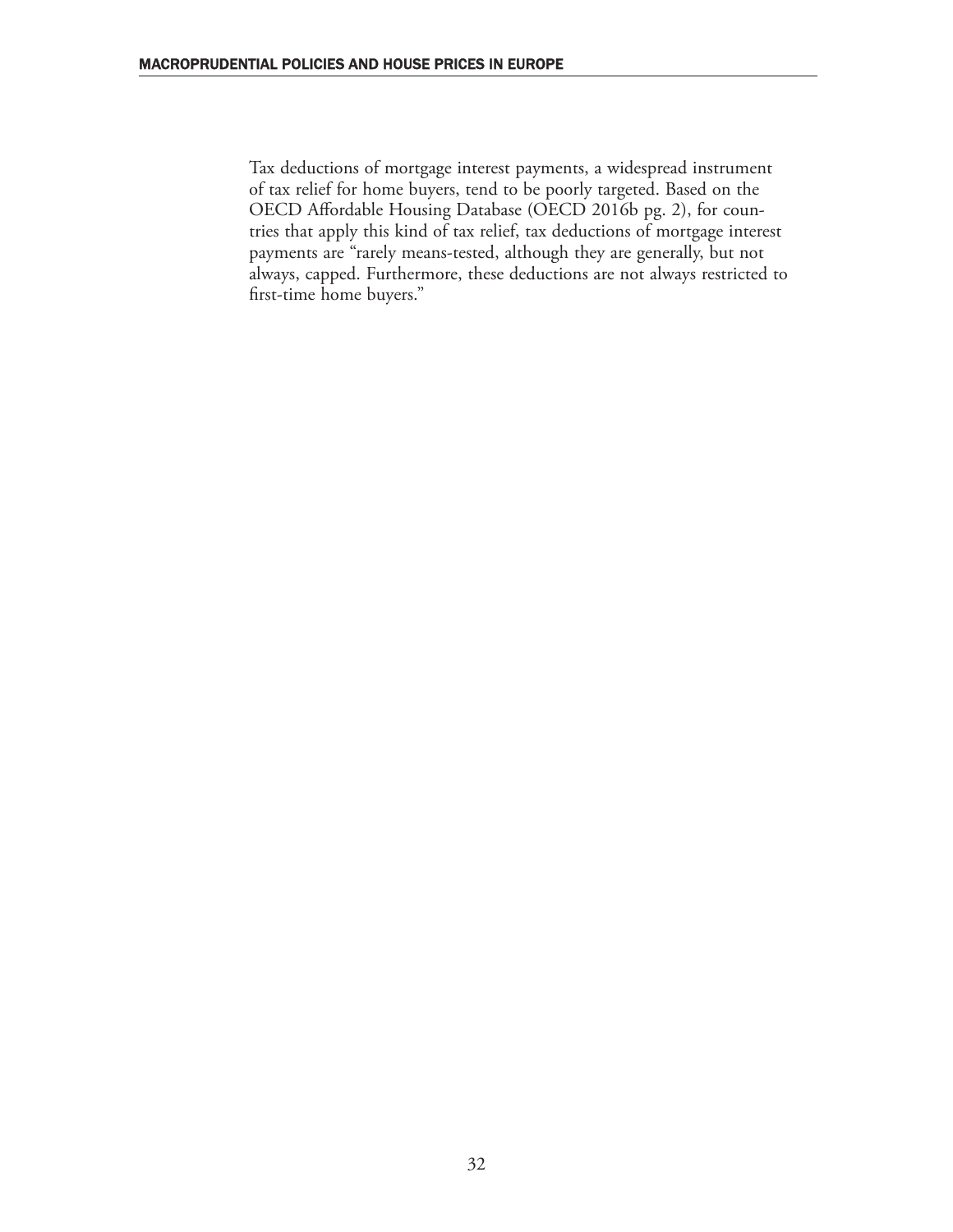Tax deductions of mortgage interest payments, a widespread instrument of tax relief for home buyers, tend to be poorly targeted. Based on the OECD Affordable Housing Database (OECD 2016b pg. 2), for countries that apply this kind of tax relief, tax deductions of mortgage interest payments are "rarely means-tested, although they are generally, but not always, capped. Furthermore, these deductions are not always restricted to first-time home buyers."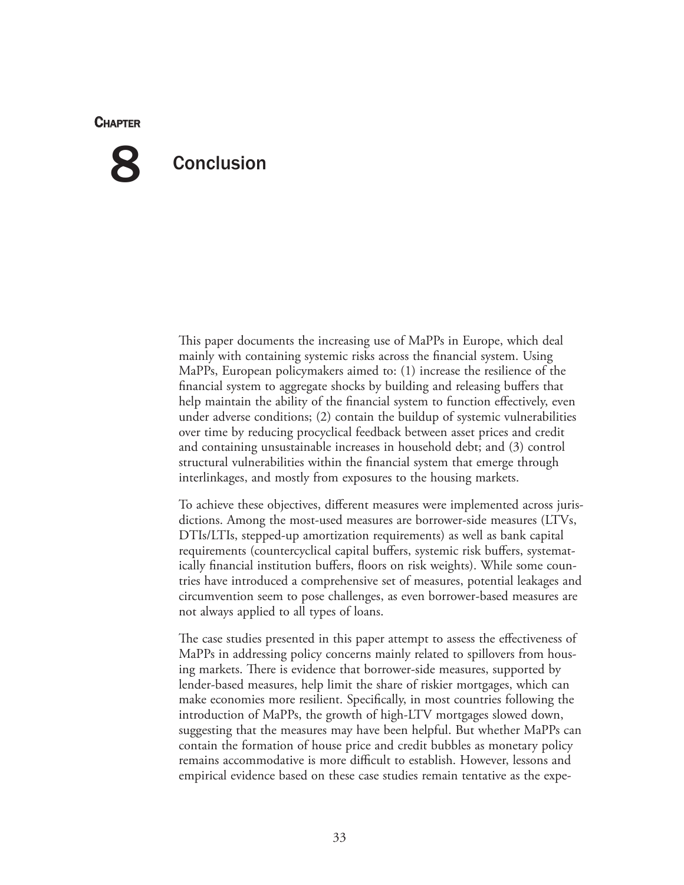# Chapter 8 Conclusion

This paper documents the increasing use of MaPPs in Europe, which deal mainly with containing systemic risks across the financial system. Using MaPPs, European policymakers aimed to: (1) increase the resilience of the financial system to aggregate shocks by building and releasing buffers that help maintain the ability of the financial system to function effectively, even under adverse conditions; (2) contain the buildup of systemic vulnerabilities over time by reducing procyclical feedback between asset prices and credit and containing unsustainable increases in household debt; and (3) control structural vulnerabilities within the financial system that emerge through interlinkages, and mostly from exposures to the housing markets.

To achieve these objectives, different measures were implemented across jurisdictions. Among the most-used measures are borrower-side measures (LTVs, DTIs/LTIs, stepped-up amortization requirements) as well as bank capital requirements (countercyclical capital buffers, systemic risk buffers, systematically financial institution buffers, floors on risk weights). While some countries have introduced a comprehensive set of measures, potential leakages and circumvention seem to pose challenges, as even borrower-based measures are not always applied to all types of loans.

The case studies presented in this paper attempt to assess the effectiveness of MaPPs in addressing policy concerns mainly related to spillovers from housing markets. There is evidence that borrower-side measures, supported by lender-based measures, help limit the share of riskier mortgages, which can make economies more resilient. Specifically, in most countries following the introduction of MaPPs, the growth of high-LTV mortgages slowed down, suggesting that the measures may have been helpful. But whether MaPPs can contain the formation of house price and credit bubbles as monetary policy remains accommodative is more difficult to establish. However, lessons and empirical evidence based on these case studies remain tentative as the expe-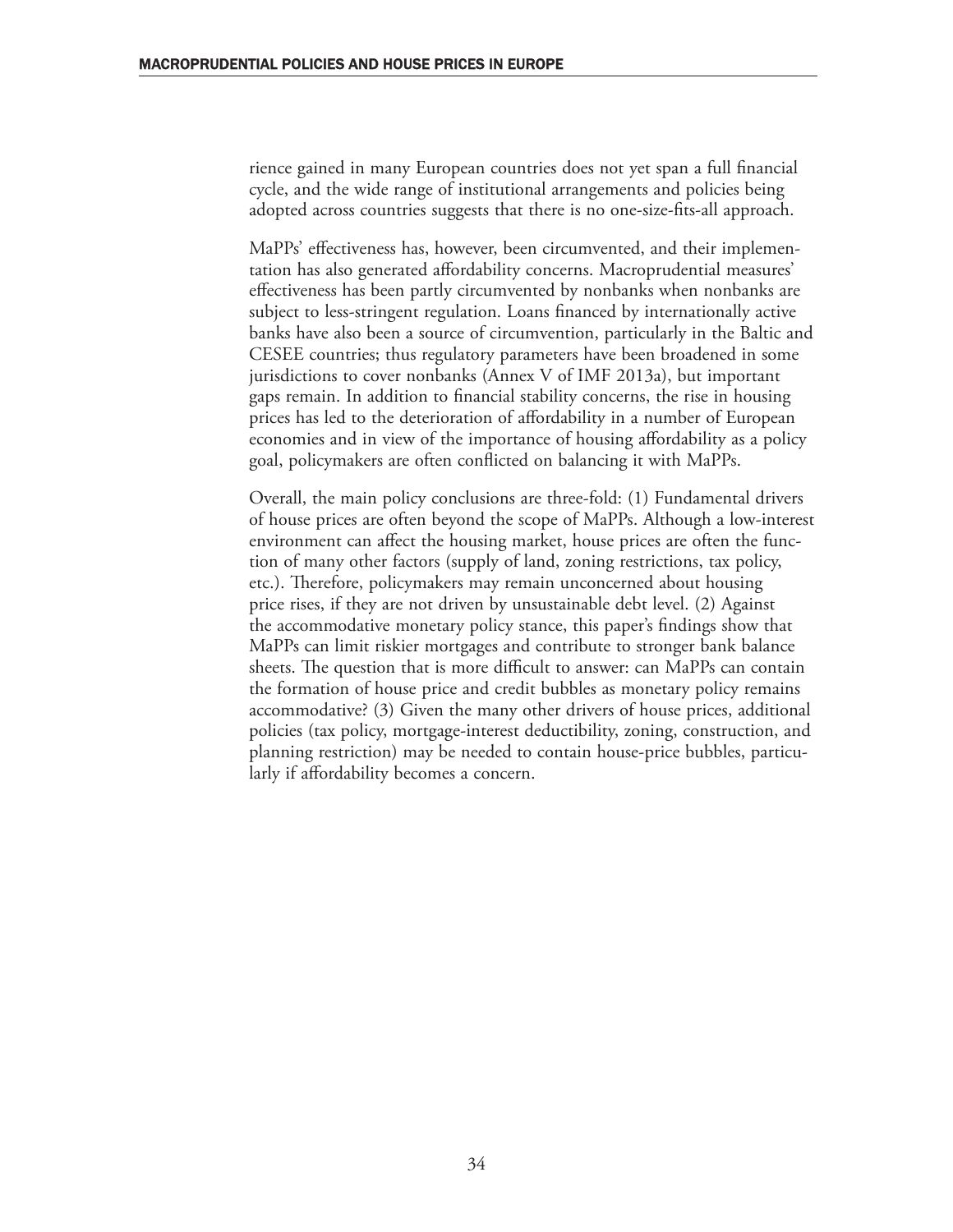rience gained in many European countries does not yet span a full financial cycle, and the wide range of institutional arrangements and policies being adopted across countries suggests that there is no one-size-fits-all approach.

MaPPs' effectiveness has, however, been circumvented, and their implementation has also generated affordability concerns. Macroprudential measures' effectiveness has been partly circumvented by nonbanks when nonbanks are subject to less-stringent regulation. Loans financed by internationally active banks have also been a source of circumvention, particularly in the Baltic and CESEE countries; thus regulatory parameters have been broadened in some jurisdictions to cover nonbanks (Annex V of IMF 2013a), but important gaps remain. In addition to financial stability concerns, the rise in housing prices has led to the deterioration of affordability in a number of European economies and in view of the importance of housing affordability as a policy goal, policymakers are often conflicted on balancing it with MaPPs.

Overall, the main policy conclusions are three-fold: (1) Fundamental drivers of house prices are often beyond the scope of MaPPs. Although a low-interest environment can affect the housing market, house prices are often the function of many other factors (supply of land, zoning restrictions, tax policy, etc.). Therefore, policymakers may remain unconcerned about housing price rises, if they are not driven by unsustainable debt level. (2) Against the accommodative monetary policy stance, this paper's findings show that MaPPs can limit riskier mortgages and contribute to stronger bank balance sheets. The question that is more difficult to answer: can MaPPs can contain the formation of house price and credit bubbles as monetary policy remains accommodative? (3) Given the many other drivers of house prices, additional policies (tax policy, mortgage-interest deductibility, zoning, construction, and planning restriction) may be needed to contain house-price bubbles, particularly if affordability becomes a concern.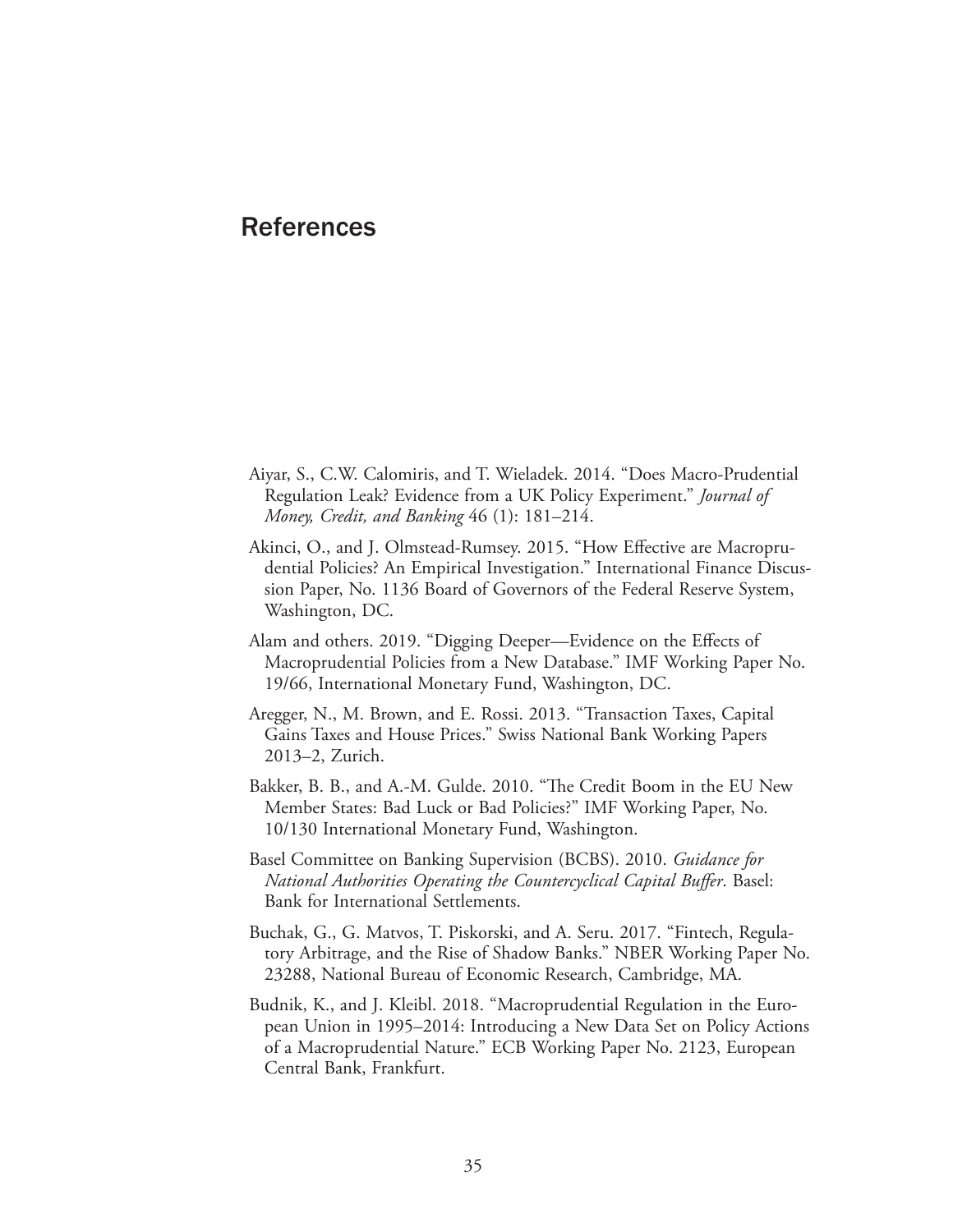# References

Aiyar, S., C.W. Calomiris, and T. Wieladek. 2014. "Does Macro-Prudential Regulation Leak? Evidence from a UK Policy Experiment." *Journal of Money, Credit, and Banking* 46 (1): 181–214.

Akinci, O., and J. Olmstead-Rumsey. 2015. "How Effective are Macroprudential Policies? An Empirical Investigation." International Finance Discussion Paper, No. 1136 Board of Governors of the Federal Reserve System, Washington, DC.

Alam and others. 2019. "Digging Deeper—Evidence on the Effects of Macroprudential Policies from a New Database." IMF Working Paper No. 19/66, International Monetary Fund, Washington, DC.

Aregger, N., M. Brown, and E. Rossi. 2013. "Transaction Taxes, Capital Gains Taxes and House Prices." Swiss National Bank Working Papers 2013–2, Zurich.

Bakker, B. B., and A.-M. Gulde. 2010. "The Credit Boom in the EU New Member States: Bad Luck or Bad Policies?" IMF Working Paper, No. 10/130 International Monetary Fund, Washington.

Basel Committee on Banking Supervision (BCBS). 2010. *Guidance for National Authorities Operating the Countercyclical Capital Buffer*. Basel: Bank for International Settlements.

Buchak, G., G. Matvos, T. Piskorski, and A. Seru. 2017. "Fintech, Regulatory Arbitrage, and the Rise of Shadow Banks." NBER Working Paper No. 23288, National Bureau of Economic Research, Cambridge, MA.

Budnik, K., and J. Kleibl. 2018. "Macroprudential Regulation in the European Union in 1995–2014: Introducing a New Data Set on Policy Actions of a Macroprudential Nature." ECB Working Paper No. 2123, European Central Bank, Frankfurt.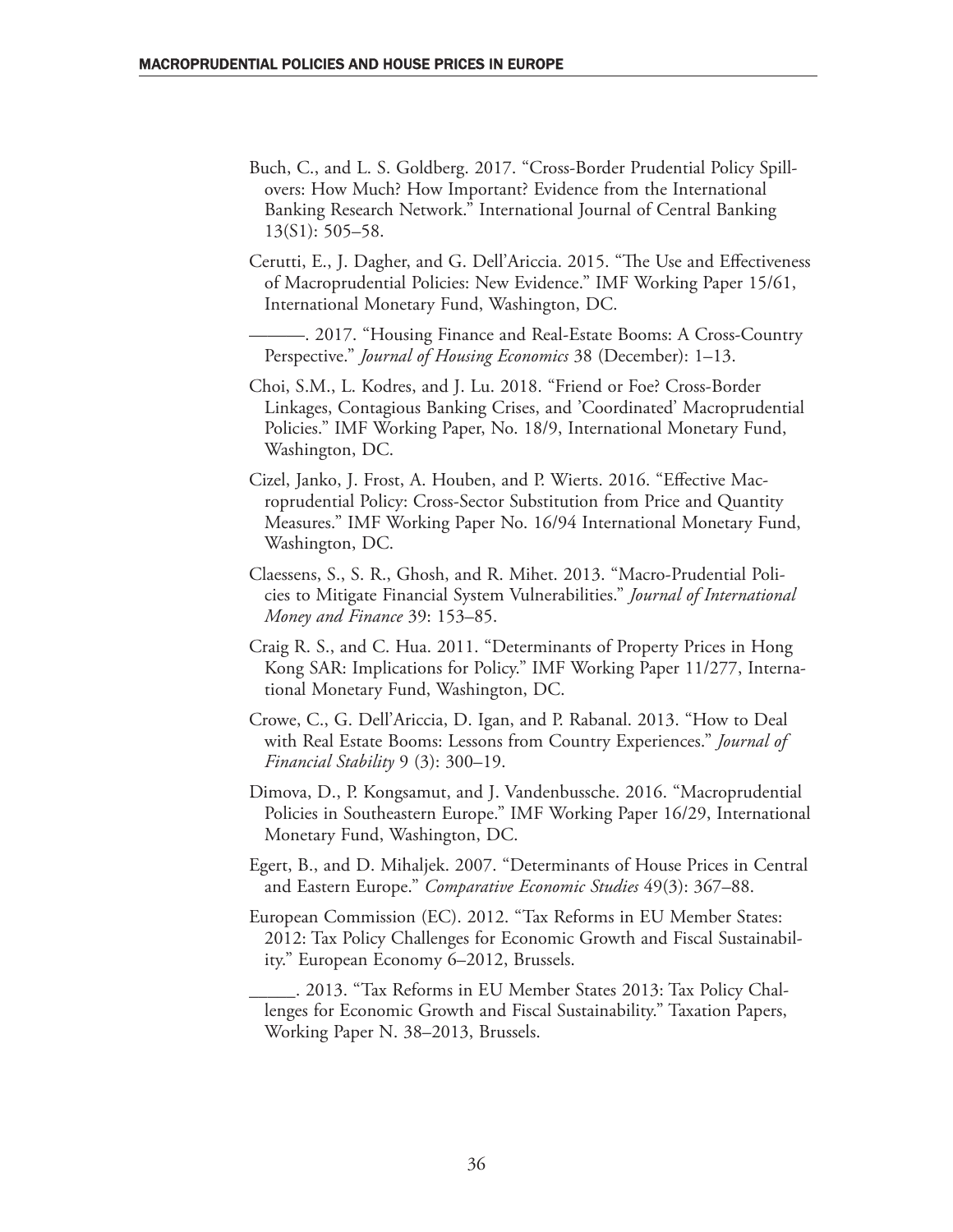Buch, C., and L. S. Goldberg. 2017. "Cross-Border Prudential Policy Spillovers: How Much? How Important? Evidence from the International Banking Research Network." International Journal of Central Banking 13(S1): 505–58.

Cerutti, E., J. Dagher, and G. Dell'Ariccia. 2015. "The Use and Effectiveness of Macroprudential Policies: New Evidence." IMF Working Paper 15/61, International Monetary Fund, Washington, DC.

———. 2017. "Housing Finance and Real-Estate Booms: A Cross-Country Perspective." *Journal of Housing Economics* 38 (December): 1–13.

Choi, S.M., L. Kodres, and J. Lu. 2018. "Friend or Foe? Cross-Border Linkages, Contagious Banking Crises, and 'Coordinated' Macroprudential Policies." IMF Working Paper, No. 18/9, International Monetary Fund, Washington, DC.

Cizel, Janko, J. Frost, A. Houben, and P. Wierts. 2016. "Effective Macroprudential Policy: Cross-Sector Substitution from Price and Quantity Measures." IMF Working Paper No. 16/94 International Monetary Fund, Washington, DC.

Claessens, S., S. R., Ghosh, and R. Mihet. 2013. "Macro-Prudential Policies to Mitigate Financial System Vulnerabilities." *Journal of International Money and Finance* 39: 153–85.

Craig R. S., and C. Hua. 2011. "Determinants of Property Prices in Hong Kong SAR: Implications for Policy." IMF Working Paper 11/277, International Monetary Fund, Washington, DC.

Crowe, C., G. Dell'Ariccia, D. Igan, and P. Rabanal. 2013. "How to Deal with Real Estate Booms: Lessons from Country Experiences." *Journal of Financial Stability* 9 (3): 300–19.

Dimova, D., P. Kongsamut, and J. Vandenbussche. 2016. "Macroprudential Policies in Southeastern Europe." IMF Working Paper 16/29, International Monetary Fund, Washington, DC.

Egert, B., and D. Mihaljek. 2007. "Determinants of House Prices in Central and Eastern Europe." *Comparative Economic Studies* 49(3): 367–88.

European Commission (EC). 2012. "Tax Reforms in EU Member States: 2012: Tax Policy Challenges for Economic Growth and Fiscal Sustainability." European Economy 6–2012, Brussels.

_____. 2013. "Tax Reforms in EU Member States 2013: Tax Policy Challenges for Economic Growth and Fiscal Sustainability." Taxation Papers, Working Paper N. 38–2013, Brussels.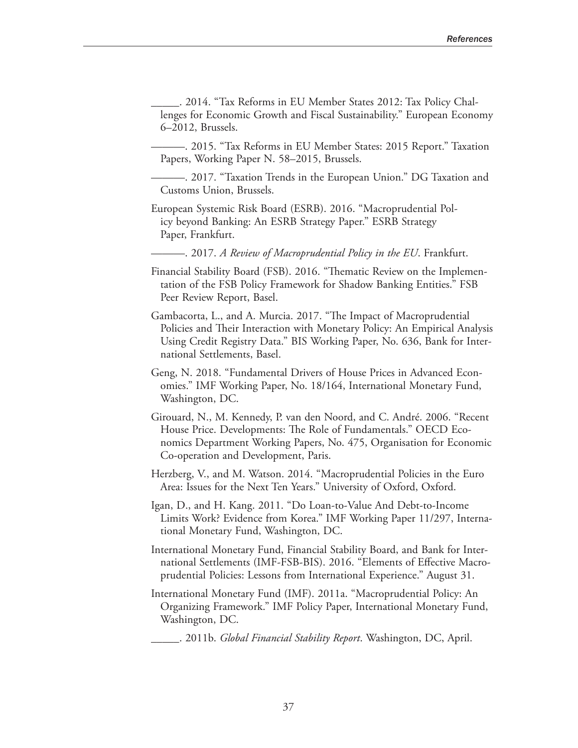\_\_\_\_\_. 2014. "Tax Reforms in EU Member States 2012: Tax Policy Challenges for Economic Growth and Fiscal Sustainability." European Economy 6–2012, Brussels.

———. 2015. "Tax Reforms in EU Member States: 2015 Report." Taxation Papers, Working Paper N. 58–2015, Brussels.

———. 2017. "Taxation Trends in the European Union." DG Taxation and Customs Union, Brussels.

European Systemic Risk Board (ESRB). 2016. "Macroprudential Policy beyond Banking: An ESRB Strategy Paper." ESRB Strategy Paper, Frankfurt.

———. 2017. *A Review of Macroprudential Policy in the EU*. Frankfurt.

Financial Stability Board (FSB). 2016. "Thematic Review on the Implementation of the FSB Policy Framework for Shadow Banking Entities." FSB Peer Review Report, Basel.

Gambacorta, L., and A. Murcia. 2017. "The Impact of Macroprudential Policies and Their Interaction with Monetary Policy: An Empirical Analysis Using Credit Registry Data." BIS Working Paper, No. 636, Bank for International Settlements, Basel.

Geng, N. 2018. "Fundamental Drivers of House Prices in Advanced Economies." IMF Working Paper, No. 18/164, International Monetary Fund, Washington, DC.

Girouard, N., M. Kennedy, P. van den Noord, and C. André. 2006. "Recent House Price. Developments: The Role of Fundamentals." OECD Economics Department Working Papers, No. 475, Organisation for Economic Co-operation and Development, Paris.

Herzberg, V., and M. Watson. 2014. "Macroprudential Policies in the Euro Area: Issues for the Next Ten Years." University of Oxford, Oxford.

Igan, D., and H. Kang. 2011. "Do Loan-to-Value And Debt-to-Income Limits Work? Evidence from Korea." IMF Working Paper 11/297, International Monetary Fund, Washington, DC.

International Monetary Fund, Financial Stability Board, and Bank for International Settlements (IMF-FSB-BIS). 2016. "Elements of Effective Macroprudential Policies: Lessons from International Experience." August 31.

International Monetary Fund (IMF). 2011a. "Macroprudential Policy: An Organizing Framework." IMF Policy Paper, International Monetary Fund, Washington, DC.

\_\_\_\_\_. 2011b. *Global Financial Stability Report*. Washington, DC, April.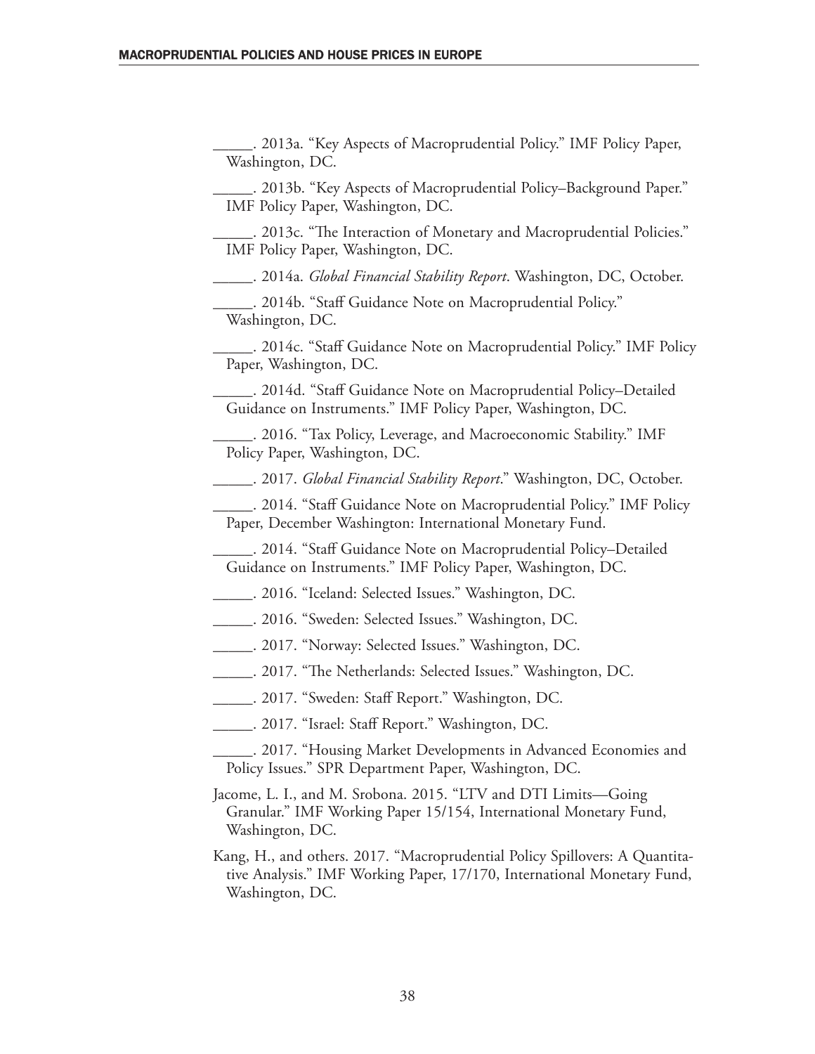\_\_\_\_\_. 2013a. “Key Aspects of Macroprudential Policy.” IMF Policy Paper, Washington, DC.

\_\_\_\_\_. 2013b. “Key Aspects of Macroprudential Policy–Background Paper.” IMF Policy Paper, Washington, DC.

\_\_\_\_\_. 2013c. “The Interaction of Monetary and Macroprudential Policies.” IMF Policy Paper, Washington, DC.

\_\_\_\_\_. 2014a. *Global Financial Stability Report*. Washington, DC, October.

\_\_\_\_\_. 2014b. “Staff Guidance Note on Macroprudential Policy.” Washington, DC.

\_\_\_\_\_. 2014c. “Staff Guidance Note on Macroprudential Policy.” IMF Policy Paper, Washington, DC.

\_\_\_\_\_. 2014d. “Staff Guidance Note on Macroprudential Policy–Detailed Guidance on Instruments.” IMF Policy Paper, Washington, DC.

\_\_\_\_\_. 2016. “Tax Policy, Leverage, and Macroeconomic Stability.” IMF Policy Paper, Washington, DC.

\_\_\_\_\_. 2017. *Global Financial Stability Report*.” Washington, DC, October.

\_\_\_\_\_. 2014. “Staff Guidance Note on Macroprudential Policy.” IMF Policy Paper, December Washington: International Monetary Fund.

\_\_\_\_\_. 2014. “Staff Guidance Note on Macroprudential Policy–Detailed Guidance on Instruments.” IMF Policy Paper, Washington, DC.

\_\_\_\_\_. 2016. “Iceland: Selected Issues.” Washington, DC.

\_\_\_\_\_. 2016. “Sweden: Selected Issues.” Washington, DC.

\_\_\_\_\_. 2017. “Norway: Selected Issues.” Washington, DC.

\_\_\_\_\_. 2017. “The Netherlands: Selected Issues.” Washington, DC.

\_\_\_\_\_. 2017. “Sweden: Staff Report.” Washington, DC.

\_\_\_\_\_. 2017. “Israel: Staff Report.” Washington, DC.

\_\_\_\_\_. 2017. “Housing Market Developments in Advanced Economies and Policy Issues.” SPR Department Paper, Washington, DC.

Jacome, L. I., and M. Srobona. 2015. “LTV and DTI Limits—Going Granular.” IMF Working Paper 15/154, International Monetary Fund, Washington, DC.

Kang, H., and others. 2017. “Macroprudential Policy Spillovers: A Quantitative Analysis.” IMF Working Paper, 17/170, International Monetary Fund, Washington, DC.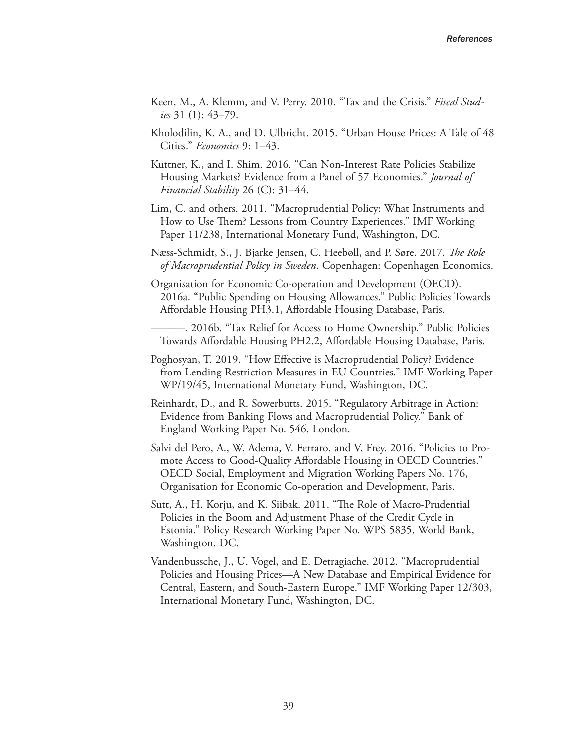Keen, M., A. Klemm, and V. Perry. 2010. "Tax and the Crisis." *Fiscal Studies* 31 (1): 43–79.

Kholodilin, K. A., and D. Ulbricht. 2015. "Urban House Prices: A Tale of 48 Cities." *Economics* 9: 1–43.

Kuttner, K., and I. Shim. 2016. "Can Non-Interest Rate Policies Stabilize Housing Markets? Evidence from a Panel of 57 Economies." *Journal of Financial Stability* 26 (C): 31–44.

Lim, C. and others. 2011. "Macroprudential Policy: What Instruments and How to Use Them? Lessons from Country Experiences." IMF Working Paper 11/238, International Monetary Fund, Washington, DC.

Næss-Schmidt, S., J. Bjarke Jensen, C. Heebøll, and P. Søre. 2017. *The Role of Macroprudential Policy in Sweden*. Copenhagen: Copenhagen Economics.

Organisation for Economic Co-operation and Development (OECD). 2016a. "Public Spending on Housing Allowances." Public Policies Towards Affordable Housing PH3.1, Affordable Housing Database, Paris.

———. 2016b. "Tax Relief for Access to Home Ownership." Public Policies Towards Affordable Housing PH2.2, Affordable Housing Database, Paris.

Poghosyan, T. 2019. "How Effective is Macroprudential Policy? Evidence from Lending Restriction Measures in EU Countries." IMF Working Paper WP/19/45, International Monetary Fund, Washington, DC.

Reinhardt, D., and R. Sowerbutts. 2015. "Regulatory Arbitrage in Action: Evidence from Banking Flows and Macroprudential Policy." Bank of England Working Paper No. 546, London.

Salvi del Pero, A., W. Adema, V. Ferraro, and V. Frey. 2016. "Policies to Promote Access to Good-Quality Affordable Housing in OECD Countries." OECD Social, Employment and Migration Working Papers No. 176, Organisation for Economic Co-operation and Development, Paris.

Sutt, A., H. Korju, and K. Siibak. 2011. "The Role of Macro-Prudential Policies in the Boom and Adjustment Phase of the Credit Cycle in Estonia." Policy Research Working Paper No. WPS 5835, World Bank, Washington, DC.

Vandenbussche, J., U. Vogel, and E. Detragiache. 2012. "Macroprudential Policies and Housing Prices—A New Database and Empirical Evidence for Central, Eastern, and South-Eastern Europe." IMF Working Paper 12/303, International Monetary Fund, Washington, DC.